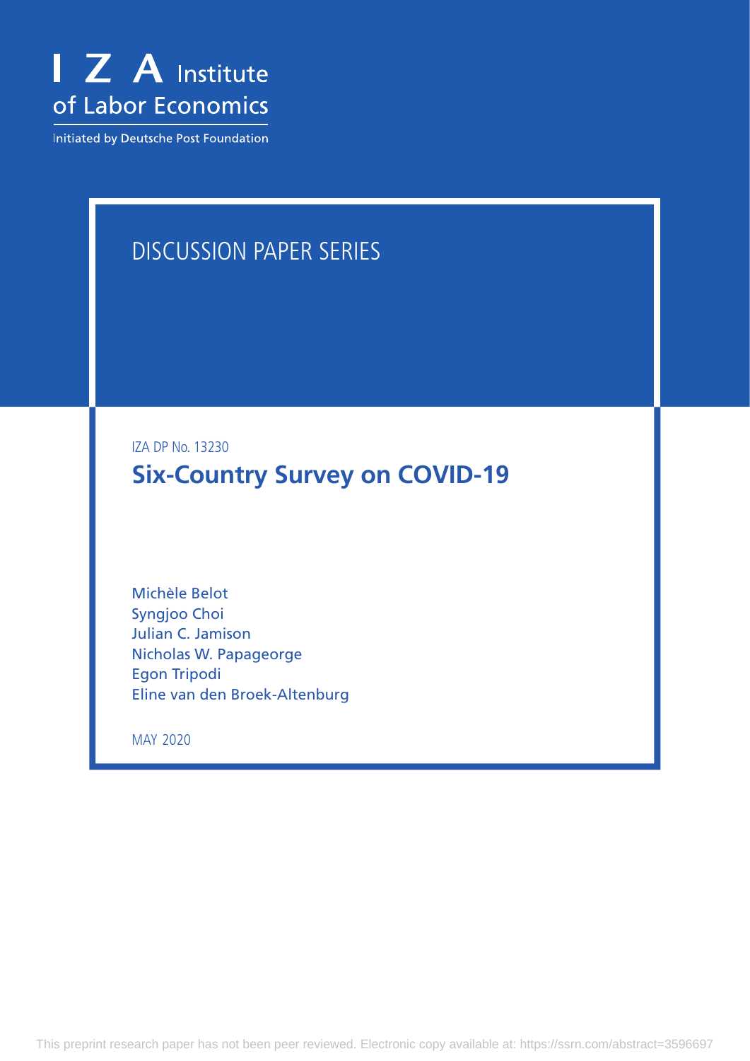I Z A Institute of Labor Economics

Initiated by Deutsche Post Foundation

DISCUSSION PAPER SERIES

IZA DP No. 13230

# Six-Country Survey on COVID-19

Michèle Belot
Syngjoo Choi
Julian C. Jamison
Nicholas W. Papageorge
Egon Tripodi
Eline van den Broek-Altenburg

MAY 2020

This preprint research paper has not been peer reviewed. Electronic copy available at: https://ssrn.com/abstract=3596697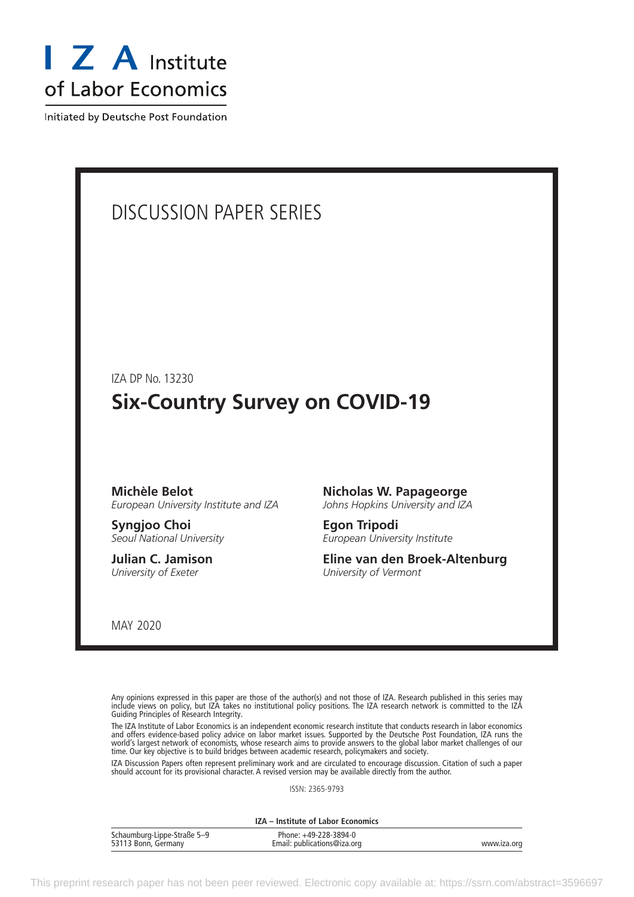I Z A Institute of Labor Economics

Initiated by Deutsche Post Foundation

# DISCUSSION PAPER SERIES

IZA DP No. 13230

## Six-Country Survey on COVID-19

**Michèle Belot**
*European University Institute and IZA*

**Syngjoo Choi**
*Seoul National University*

**Julian C. Jamison**
*University of Exeter*

**Nicholas W. Papageorge**
*Johns Hopkins University and IZA*

**Egon Tripodi**
*European University Institute*

**Eline van den Broek-Altenburg**
*University of Vermont*

MAY 2020

Any opinions expressed in this paper are those of the author(s) and not those of IZA. Research published in this series may include views on policy, but IZA takes no institutional policy positions. The IZA research network is committed to the IZA Guiding Principles of Research Integrity.

The IZA Institute of Labor Economics is an independent economic research institute that conducts research in labor economics and offers evidence-based policy advice on labor market issues. Supported by the Deutsche Post Foundation, IZA runs the world's largest network of economists, whose research aims to provide answers to the global labor market challenges of our time. Our key objective is to build bridges between academic research, policymakers and society.

IZA Discussion Papers often represent preliminary work and are circulated to encourage discussion. Citation of such a paper should account for its provisional character. A revised version may be available directly from the author.

ISSN: 2365-9793

**IZA – Institute of Labor Economics**

Schaumburg-Lippe-Straße 5–9
53113 Bonn, Germany

Phone: +49-228-3894-0
Email: publications@iza.org

www.iza.org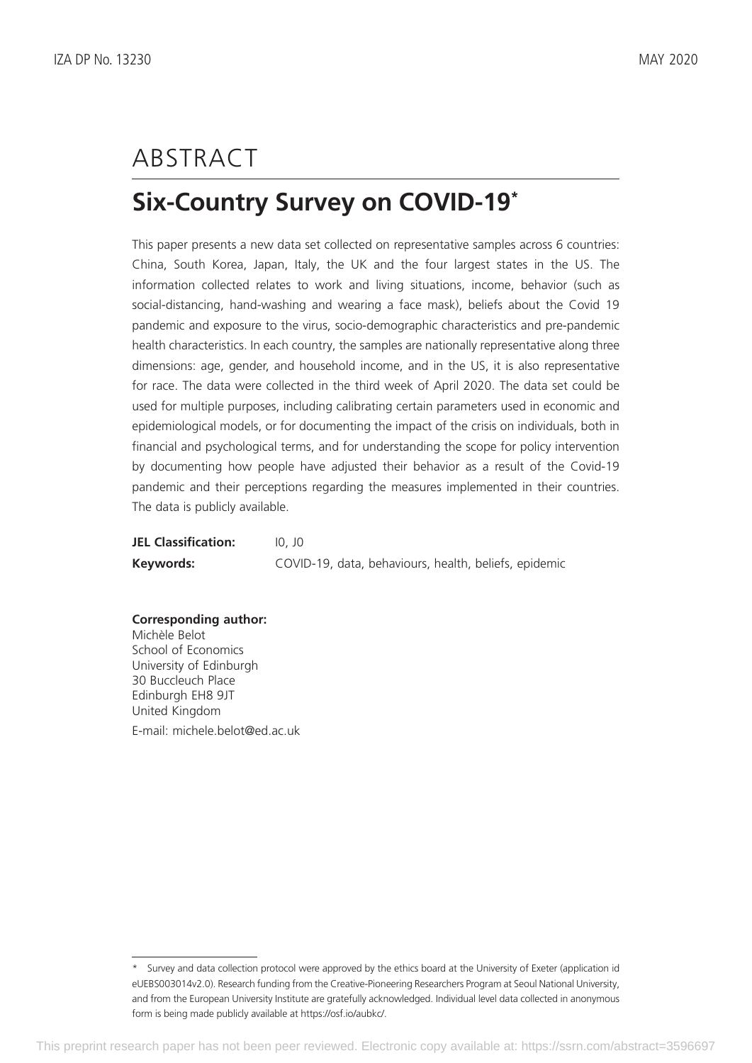# ABSTRACT

## Six-Country Survey on COVID-19*

This paper presents a new data set collected on representative samples across 6 countries: China, South Korea, Japan, Italy, the UK and the four largest states in the US. The information collected relates to work and living situations, income, behavior (such as social-distancing, hand-washing and wearing a face mask), beliefs about the Covid 19 pandemic and exposure to the virus, socio-demographic characteristics and pre-pandemic health characteristics. In each country, the samples are nationally representative along three dimensions: age, gender, and household income, and in the US, it is also representative for race. The data were collected in the third week of April 2020. The data set could be used for multiple purposes, including calibrating certain parameters used in economic and epidemiological models, or for documenting the impact of the crisis on individuals, both in financial and psychological terms, and for understanding the scope for policy intervention by documenting how people have adjusted their behavior as a result of the Covid-19 pandemic and their perceptions regarding the measures implemented in their countries. The data is publicly available.

**JEL Classification:** I0, J0

**Keywords:** COVID-19, data, behaviours, health, beliefs, epidemic

**Corresponding author:**
Michèle Belot
School of Economics
University of Edinburgh
30 Buccleuch Place
Edinburgh EH8 9JT
United Kingdom
E-mail: michele.belot@ed.ac.uk

---

* Survey and data collection protocol were approved by the ethics board at the University of Exeter (application id eUEBS003014v2.0). Research funding from the Creative-Pioneering Researchers Program at Seoul National University, and from the European University Institute are gratefully acknowledged. Individual level data collected in anonymous form is being made publicly available at https://osf.io/aubkc/.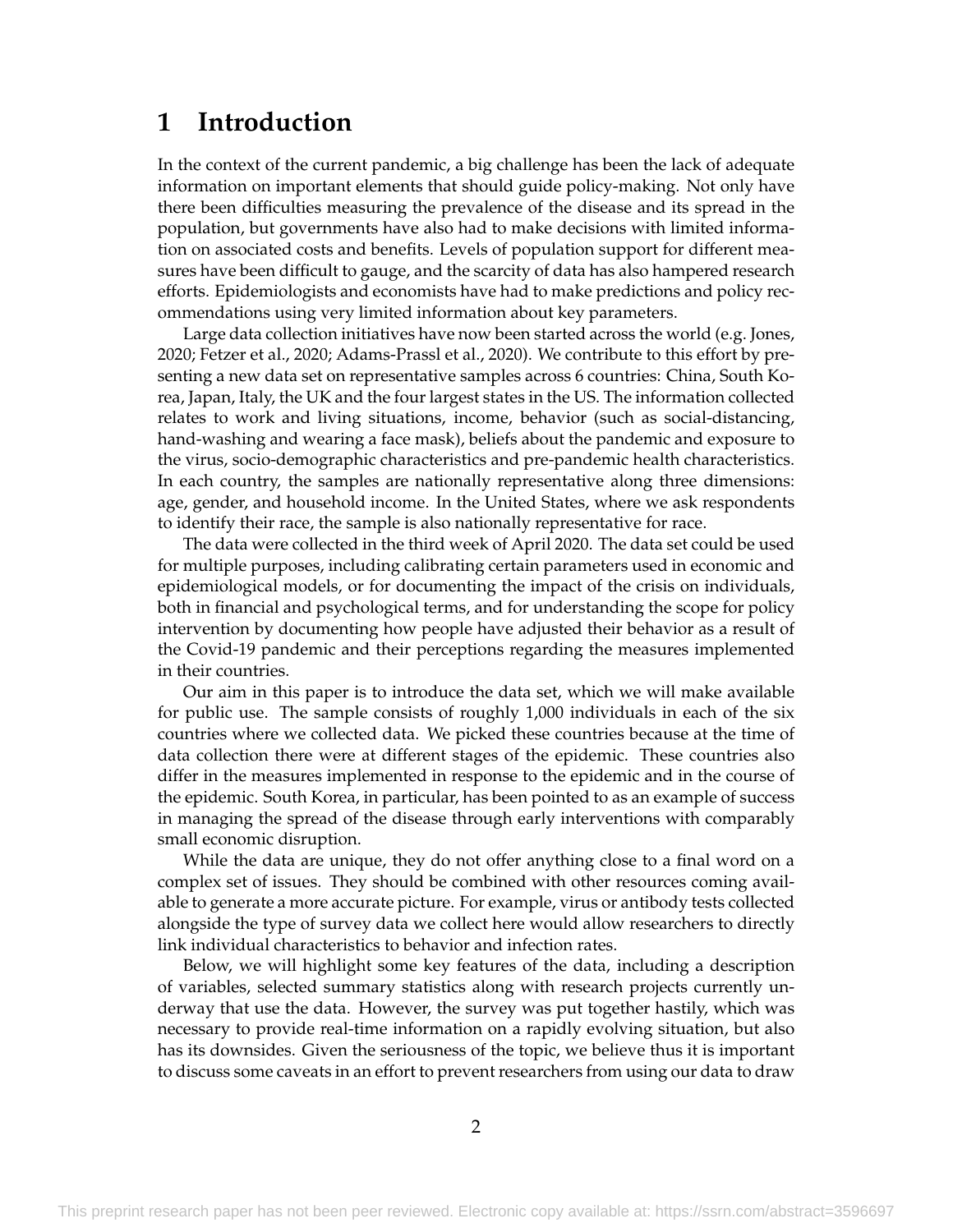# 1 Introduction

In the context of the current pandemic, a big challenge has been the lack of adequate information on important elements that should guide policy-making. Not only have there been difficulties measuring the prevalence of the disease and its spread in the population, but governments have also had to make decisions with limited information on associated costs and benefits. Levels of population support for different measures have been difficult to gauge, and the scarcity of data has also hampered research efforts. Epidemiologists and economists have had to make predictions and policy recommendations using very limited information about key parameters.

Large data collection initiatives have now been started across the world (e.g. Jones, 2020; Fetzer et al., 2020; Adams-Prassl et al., 2020). We contribute to this effort by presenting a new data set on representative samples across 6 countries: China, South Korea, Japan, Italy, the UK and the four largest states in the US. The information collected relates to work and living situations, income, behavior (such as social-distancing, hand-washing and wearing a face mask), beliefs about the pandemic and exposure to the virus, socio-demographic characteristics and pre-pandemic health characteristics. In each country, the samples are nationally representative along three dimensions: age, gender, and household income. In the United States, where we ask respondents to identify their race, the sample is also nationally representative for race.

The data were collected in the third week of April 2020. The data set could be used for multiple purposes, including calibrating certain parameters used in economic and epidemiological models, or for documenting the impact of the crisis on individuals, both in financial and psychological terms, and for understanding the scope for policy intervention by documenting how people have adjusted their behavior as a result of the Covid-19 pandemic and their perceptions regarding the measures implemented in their countries.

Our aim in this paper is to introduce the data set, which we will make available for public use. The sample consists of roughly 1,000 individuals in each of the six countries where we collected data. We picked these countries because at the time of data collection there were at different stages of the epidemic. These countries also differ in the measures implemented in response to the epidemic and in the course of the epidemic. South Korea, in particular, has been pointed to as an example of success in managing the spread of the disease through early interventions with comparably small economic disruption.

While the data are unique, they do not offer anything close to a final word on a complex set of issues. They should be combined with other resources coming available to generate a more accurate picture. For example, virus or antibody tests collected alongside the type of survey data we collect here would allow researchers to directly link individual characteristics to behavior and infection rates.

Below, we will highlight some key features of the data, including a description of variables, selected summary statistics along with research projects currently underway that use the data. However, the survey was put together hastily, which was necessary to provide real-time information on a rapidly evolving situation, but also has its downsides. Given the seriousness of the topic, we believe thus it is important to discuss some caveats in an effort to prevent researchers from using our data to draw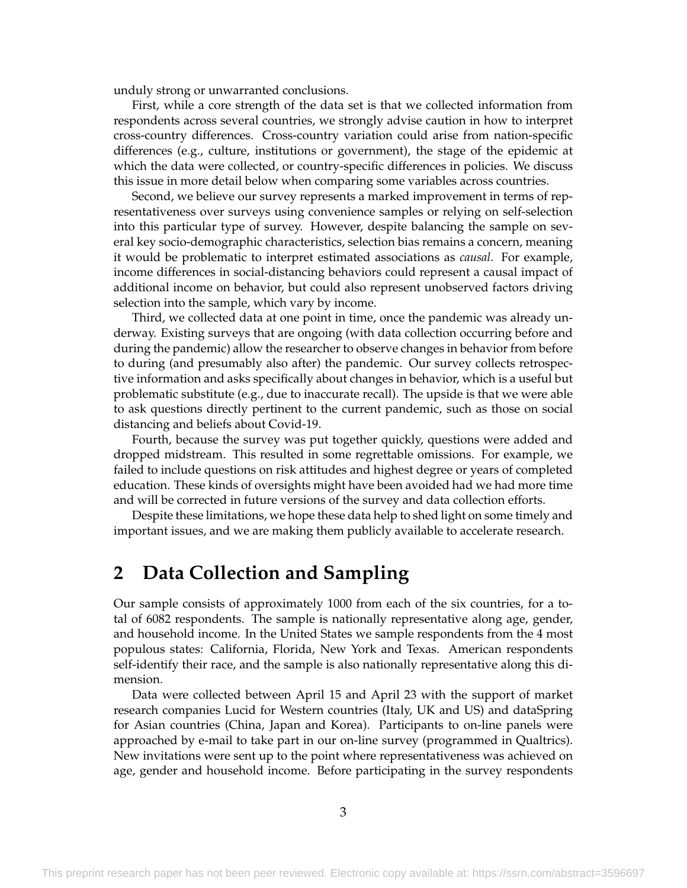unduly strong or unwarranted conclusions.

First, while a core strength of the data set is that we collected information from respondents across several countries, we strongly advise caution in how to interpret cross-country differences. Cross-country variation could arise from nation-specific differences (e.g., culture, institutions or government), the stage of the epidemic at which the data were collected, or country-specific differences in policies. We discuss this issue in more detail below when comparing some variables across countries.

Second, we believe our survey represents a marked improvement in terms of representativeness over surveys using convenience samples or relying on self-selection into this particular type of survey. However, despite balancing the sample on several key socio-demographic characteristics, selection bias remains a concern, meaning it would be problematic to interpret estimated associations as *causal*. For example, income differences in social-distancing behaviors could represent a causal impact of additional income on behavior, but could also represent unobserved factors driving selection into the sample, which vary by income.

Third, we collected data at one point in time, once the pandemic was already underway. Existing surveys that are ongoing (with data collection occurring before and during the pandemic) allow the researcher to observe changes in behavior from before to during (and presumably also after) the pandemic. Our survey collects retrospective information and asks specifically about changes in behavior, which is a useful but problematic substitute (e.g., due to inaccurate recall). The upside is that we were able to ask questions directly pertinent to the current pandemic, such as those on social distancing and beliefs about Covid-19.

Fourth, because the survey was put together quickly, questions were added and dropped midstream. This resulted in some regrettable omissions. For example, we failed to include questions on risk attitudes and highest degree or years of completed education. These kinds of oversights might have been avoided had we had more time and will be corrected in future versions of the survey and data collection efforts.

Despite these limitations, we hope these data help to shed light on some timely and important issues, and we are making them publicly available to accelerate research.

## 2 Data Collection and Sampling

Our sample consists of approximately 1000 from each of the six countries, for a total of 6082 respondents. The sample is nationally representative along age, gender, and household income. In the United States we sample respondents from the 4 most populous states: California, Florida, New York and Texas. American respondents self-identify their race, and the sample is also nationally representative along this dimension.

Data were collected between April 15 and April 23 with the support of market research companies Lucid for Western countries (Italy, UK and US) and dataSpring for Asian countries (China, Japan and Korea). Participants to on-line panels were approached by e-mail to take part in our on-line survey (programmed in Qualtrics). New invitations were sent up to the point where representativeness was achieved on age, gender and household income. Before participating in the survey respondents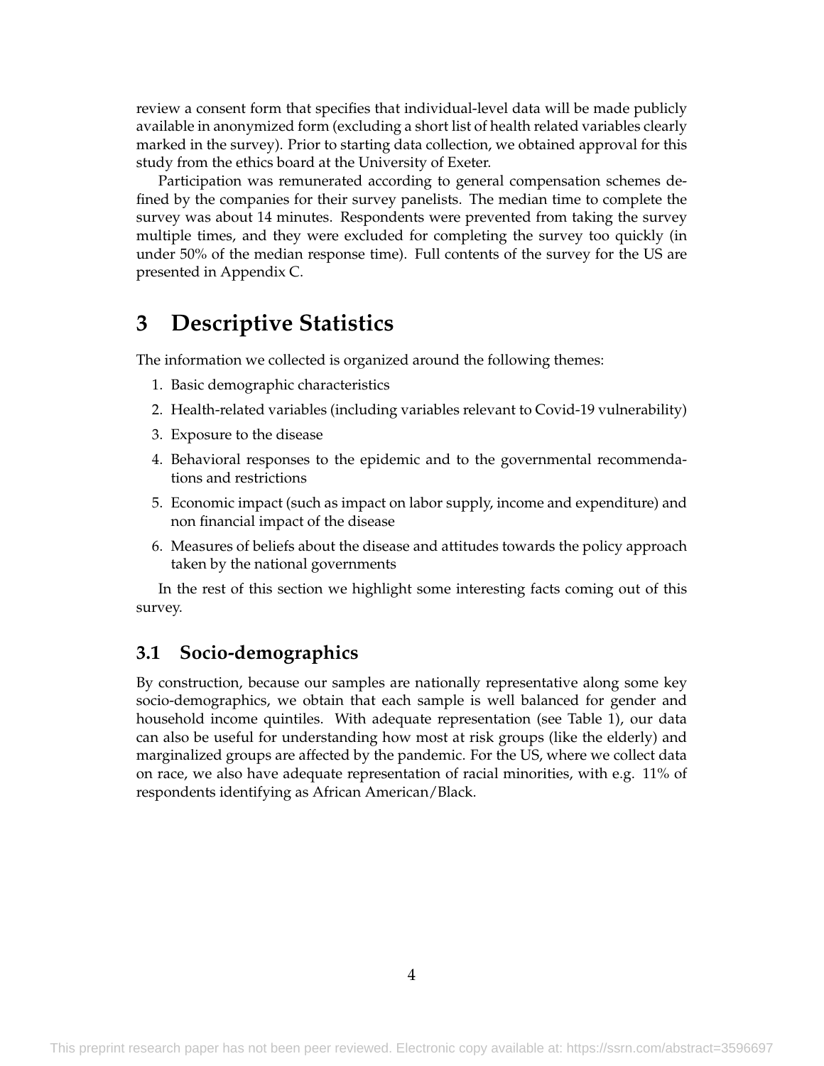review a consent form that specifies that individual-level data will be made publicly available in anonymized form (excluding a short list of health related variables clearly marked in the survey). Prior to starting data collection, we obtained approval for this study from the ethics board at the University of Exeter.

Participation was remunerated according to general compensation schemes defined by the companies for their survey panelists. The median time to complete the survey was about 14 minutes. Respondents were prevented from taking the survey multiple times, and they were excluded for completing the survey too quickly (in under 50% of the median response time). Full contents of the survey for the US are presented in Appendix C.

# 3 Descriptive Statistics

The information we collected is organized around the following themes:

1. Basic demographic characteristics
2. Health-related variables (including variables relevant to Covid-19 vulnerability)
3. Exposure to the disease
4. Behavioral responses to the epidemic and to the governmental recommendations and restrictions
5. Economic impact (such as impact on labor supply, income and expenditure) and non financial impact of the disease
6. Measures of beliefs about the disease and attitudes towards the policy approach taken by the national governments

In the rest of this section we highlight some interesting facts coming out of this survey.

## 3.1 Socio-demographics

By construction, because our samples are nationally representative along some key socio-demographics, we obtain that each sample is well balanced for gender and household income quintiles. With adequate representation (see Table 1), our data can also be useful for understanding how most at risk groups (like the elderly) and marginalized groups are affected by the pandemic. For the US, where we collect data on race, we also have adequate representation of racial minorities, with e.g. 11% of respondents identifying as African American/Black.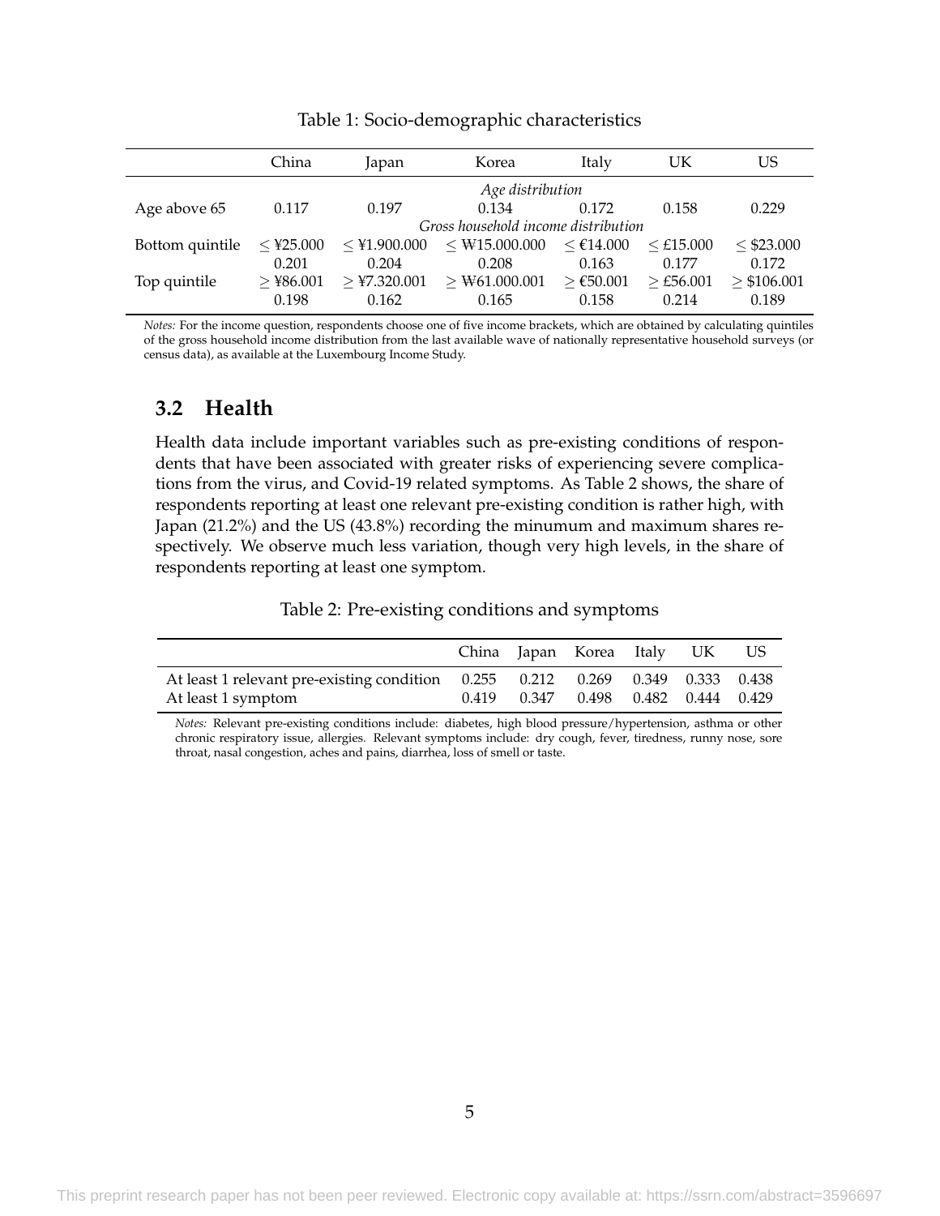Table 1: Socio-demographic characteristics

| | China | Japan | Korea | Italy | UK | US |
|---|---|---|---|---|---|---|
| | | | *Age distribution* | | | |
| Age above 65 | 0.117 | 0.197 | 0.134 | 0.172 | 0.158 | 0.229 |
| | | | *Gross household income distribution* | | | |
| Bottom quintile | ≤ ¥25.000 | ≤ ¥1.900.000 | ≤ ₩15.000.000 | ≤ €14.000 | ≤ £15.000 | ≤ $23.000 |
| | 0.201 | 0.204 | 0.208 | 0.163 | 0.177 | 0.172 |
| Top quintile | ≥ ¥86.001 | ≥ ¥7.320.001 | ≥ ₩61.000.001 | ≥ €50.001 | ≥ £56.001 | ≥ $106.001 |
| | 0.198 | 0.162 | 0.165 | 0.158 | 0.214 | 0.189 |

*Notes:* For the income question, respondents choose one of five income brackets, which are obtained by calculating quintiles of the gross household income distribution from the last available wave of nationally representative household surveys (or census data), as available at the Luxembourg Income Study.

## 3.2 Health

Health data include important variables such as pre-existing conditions of respondents that have been associated with greater risks of experiencing severe complications from the virus, and Covid-19 related symptoms. As Table 2 shows, the share of respondents reporting at least one relevant pre-existing condition is rather high, with Japan (21.2%) and the US (43.8%) recording the minumum and maximum shares respectively. We observe much less variation, though very high levels, in the share of respondents reporting at least one symptom.

Table 2: Pre-existing conditions and symptoms

| | China | Japan | Korea | Italy | UK | US |
|---|---|---|---|---|---|---|
| At least 1 relevant pre-existing condition | 0.255 | 0.212 | 0.269 | 0.349 | 0.333 | 0.438 |
| At least 1 symptom | 0.419 | 0.347 | 0.498 | 0.482 | 0.444 | 0.429 |

*Notes:* Relevant pre-existing conditions include: diabetes, high blood pressure/hypertension, asthma or other chronic respiratory issue, allergies. Relevant symptoms include: dry cough, fever, tiredness, runny nose, sore throat, nasal congestion, aches and pains, diarrhea, loss of smell or taste.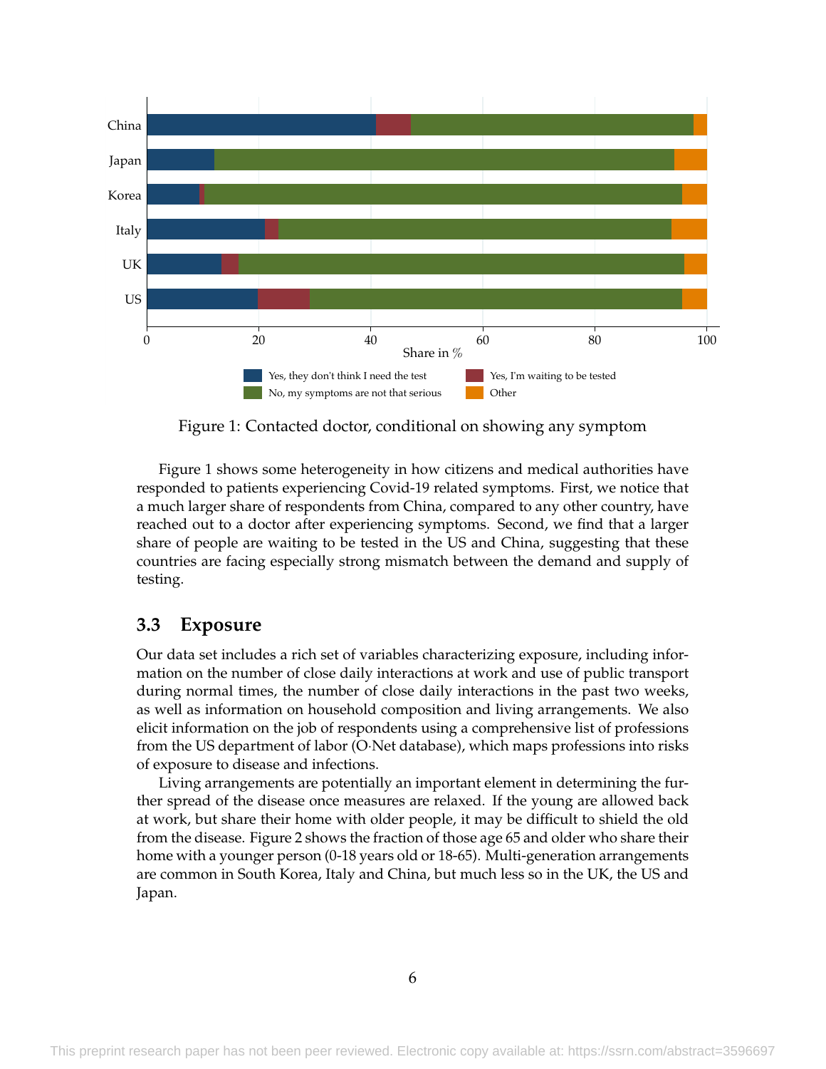Figure 1: Contacted doctor, conditional on showing any symptom

Figure 1 shows some heterogeneity in how citizens and medical authorities have responded to patients experiencing Covid-19 related symptoms. First, we notice that a much larger share of respondents from China, compared to any other country, have reached out to a doctor after experiencing symptoms. Second, we find that a larger share of people are waiting to be tested in the US and China, suggesting that these countries are facing especially strong mismatch between the demand and supply of testing.

## 3.3 Exposure

Our data set includes a rich set of variables characterizing exposure, including information on the number of close daily interactions at work and use of public transport during normal times, the number of close daily interactions in the past two weeks, as well as information on household composition and living arrangements. We also elicit information on the job of respondents using a comprehensive list of professions from the US department of labor (O·Net database), which maps professions into risks of exposure to disease and infections.

Living arrangements are potentially an important element in determining the further spread of the disease once measures are relaxed. If the young are allowed back at work, but share their home with older people, it may be difficult to shield the old from the disease. Figure 2 shows the fraction of those age 65 and older who share their home with a younger person (0-18 years old or 18-65). Multi-generation arrangements are common in South Korea, Italy and China, but much less so in the UK, the US and Japan.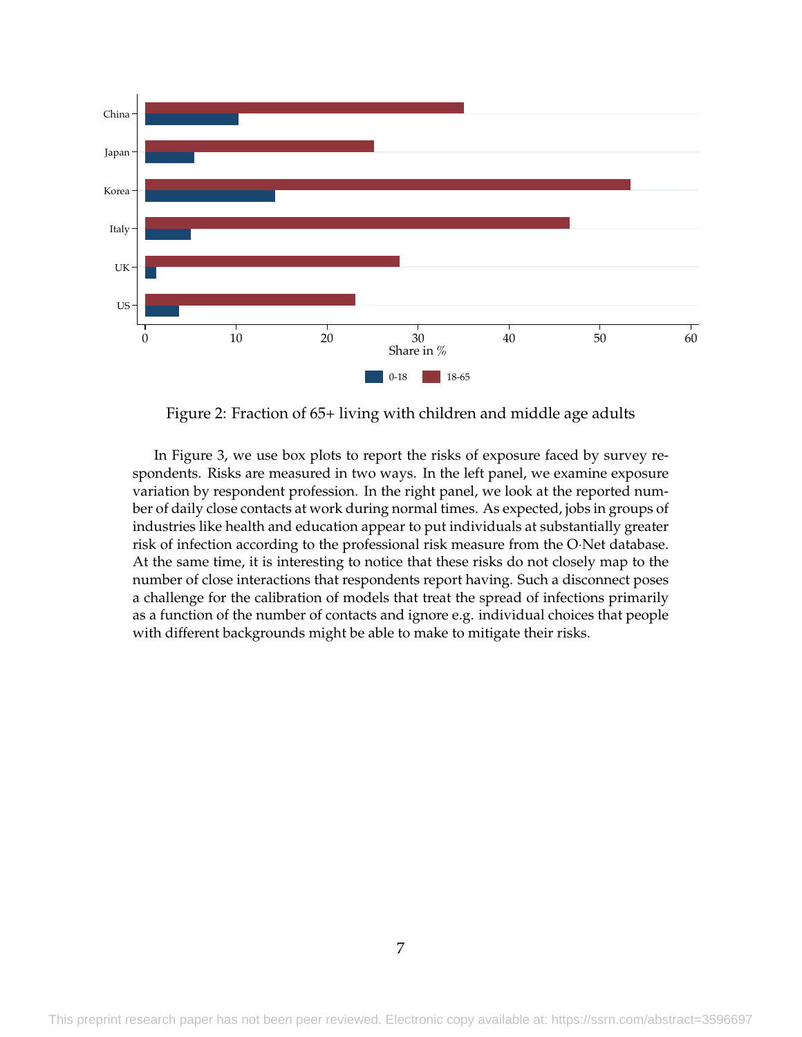Figure 2: Fraction of 65+ living with children and middle age adults

In Figure 3, we use box plots to report the risks of exposure faced by survey respondents. Risks are measured in two ways. In the left panel, we examine exposure variation by respondent profession. In the right panel, we look at the reported number of daily close contacts at work during normal times. As expected, jobs in groups of industries like health and education appear to put individuals at substantially greater risk of infection according to the professional risk measure from the O·Net database. At the same time, it is interesting to notice that these risks do not closely map to the number of close interactions that respondents report having. Such a disconnect poses a challenge for the calibration of models that treat the spread of infections primarily as a function of the number of contacts and ignore e.g. individual choices that people with different backgrounds might be able to make to mitigate their risks.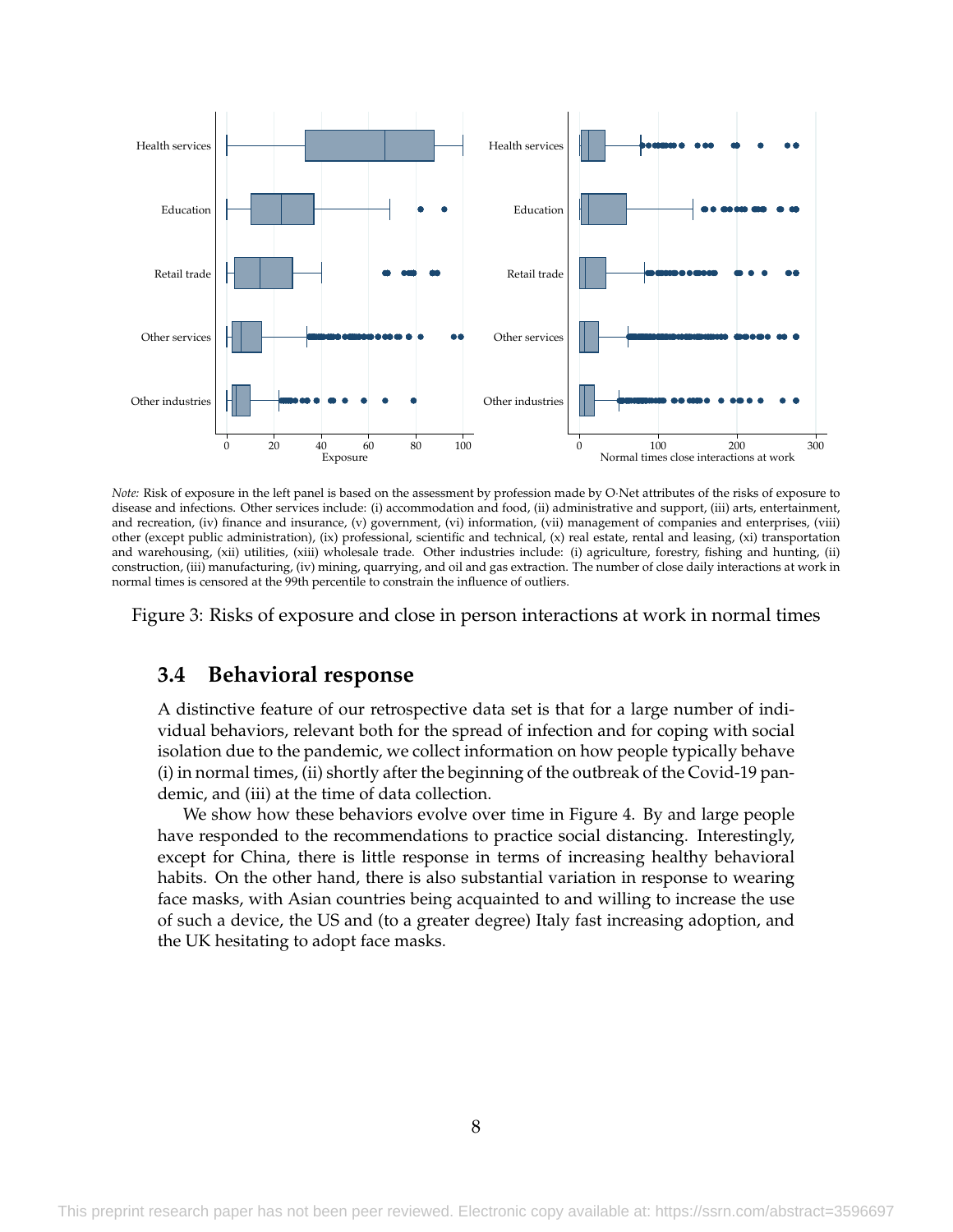*Note:* Risk of exposure in the left panel is based on the assessment by profession made by O·Net attributes of the risks of exposure to disease and infections. Other services include: (i) accommodation and food, (ii) administrative and support, (iii) arts, entertainment, and recreation, (iv) finance and insurance, (v) government, (vi) information, (vii) management of companies and enterprises, (viii) other (except public administration), (ix) professional, scientific and technical, (x) real estate, rental and leasing, (xi) transportation and warehousing, (xii) utilities, (xiii) wholesale trade. Other industries include: (i) agriculture, forestry, fishing and hunting, (ii) construction, (iii) manufacturing, (iv) mining, quarrying, and oil and gas extraction. The number of close daily interactions at work in normal times is censored at the 99th percentile to constrain the influence of outliers.

Figure 3: Risks of exposure and close in person interactions at work in normal times

## 3.4 Behavioral response

A distinctive feature of our retrospective data set is that for a large number of individual behaviors, relevant both for the spread of infection and for coping with social isolation due to the pandemic, we collect information on how people typically behave (i) in normal times, (ii) shortly after the beginning of the outbreak of the Covid-19 pandemic, and (iii) at the time of data collection.

We show how these behaviors evolve over time in Figure 4. By and large people have responded to the recommendations to practice social distancing. Interestingly, except for China, there is little response in terms of increasing healthy behavioral habits. On the other hand, there is also substantial variation in response to wearing face masks, with Asian countries being acquainted to and willing to increase the use of such a device, the US and (to a greater degree) Italy fast increasing adoption, and the UK hesitating to adopt face masks.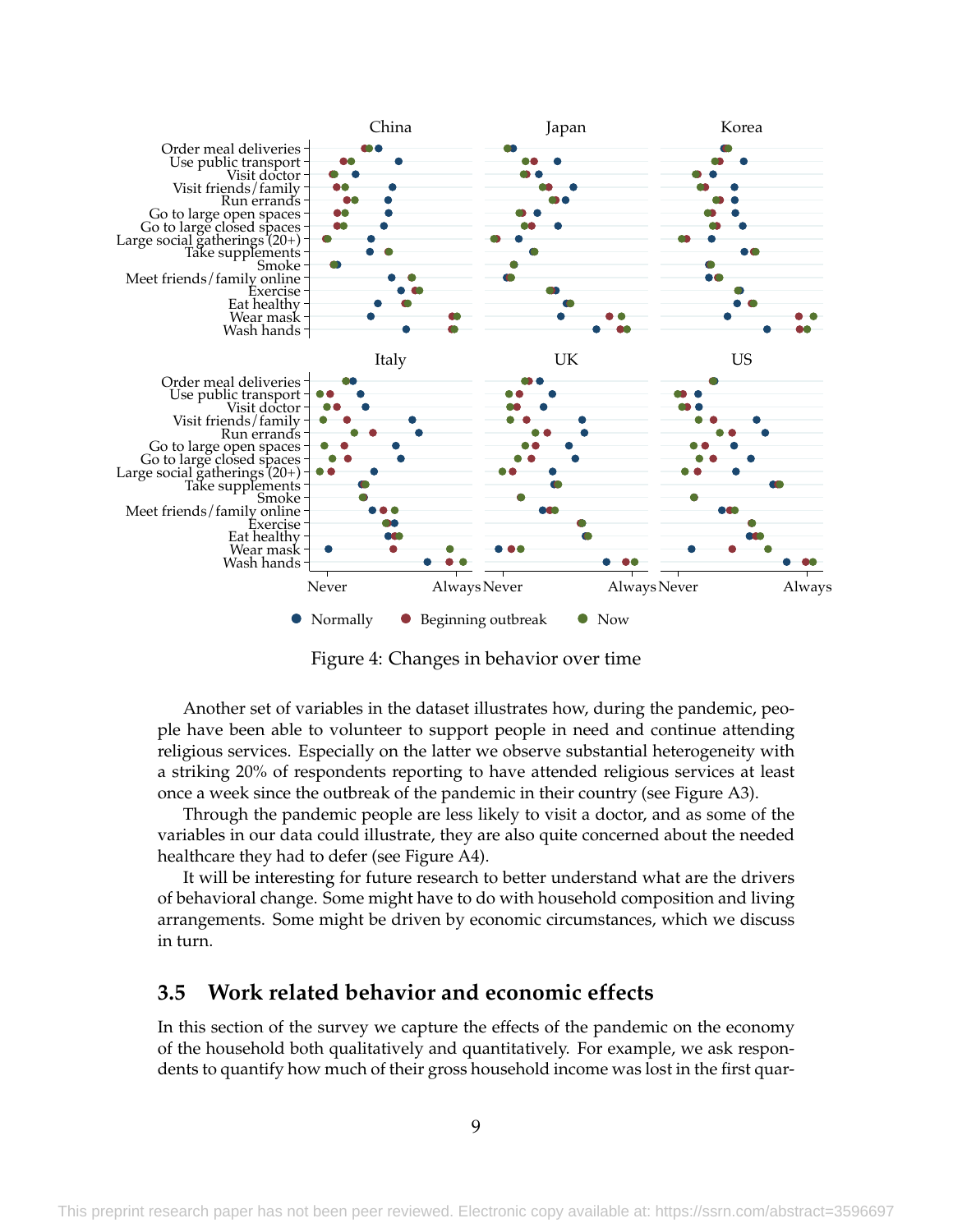Figure 4: Changes in behavior over time

Another set of variables in the dataset illustrates how, during the pandemic, people have been able to volunteer to support people in need and continue attending religious services. Especially on the latter we observe substantial heterogeneity with a striking 20% of respondents reporting to have attended religious services at least once a week since the outbreak of the pandemic in their country (see Figure A3).

Through the pandemic people are less likely to visit a doctor, and as some of the variables in our data could illustrate, they are also quite concerned about the needed healthcare they had to defer (see Figure A4).

It will be interesting for future research to better understand what are the drivers of behavioral change. Some might have to do with household composition and living arrangements. Some might be driven by economic circumstances, which we discuss in turn.

## 3.5 Work related behavior and economic effects

In this section of the survey we capture the effects of the pandemic on the economy of the household both qualitatively and quantitatively. For example, we ask respondents to quantify how much of their gross household income was lost in the first quar-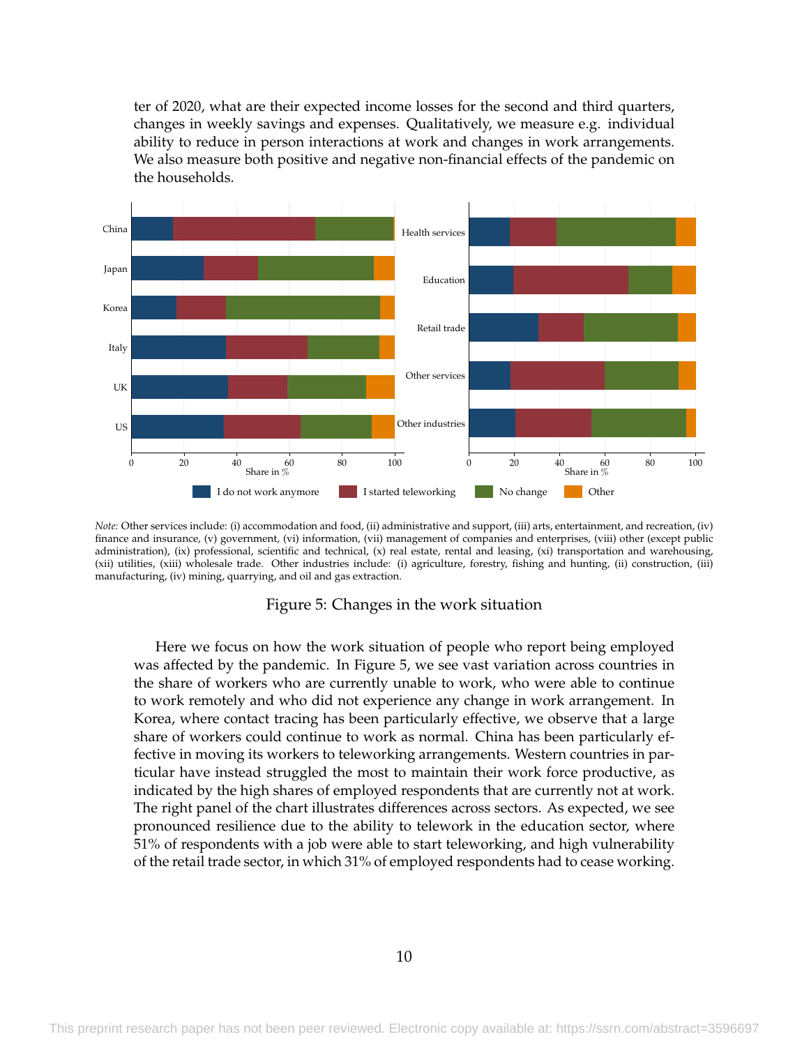ter of 2020, what are their expected income losses for the second and third quarters, changes in weekly savings and expenses. Qualitatively, we measure e.g. individual ability to reduce in person interactions at work and changes in work arrangements. We also measure both positive and negative non-financial effects of the pandemic on the households.

*Note:* Other services include: (i) accommodation and food, (ii) administrative and support, (iii) arts, entertainment, and recreation, (iv) finance and insurance, (v) government, (vi) information, (vii) management of companies and enterprises, (viii) other (except public administration), (ix) professional, scientific and technical, (x) real estate, rental and leasing, (xi) transportation and warehousing, (xii) utilities, (xiii) wholesale trade. Other industries include: (i) agriculture, forestry, fishing and hunting, (ii) construction, (iii) manufacturing, (iv) mining, quarrying, and oil and gas extraction.

Figure 5: Changes in the work situation

Here we focus on how the work situation of people who report being employed was affected by the pandemic. In Figure 5, we see vast variation across countries in the share of workers who are currently unable to work, who were able to continue to work remotely and who did not experience any change in work arrangement. In Korea, where contact tracing has been particularly effective, we observe that a large share of workers could continue to work as normal. China has been particularly effective in moving its workers to teleworking arrangements. Western countries in particular have instead struggled the most to maintain their work force productive, as indicated by the high shares of employed respondents that are currently not at work. The right panel of the chart illustrates differences across sectors. As expected, we see pronounced resilience due to the ability to telework in the education sector, where 51% of respondents with a job were able to start teleworking, and high vulnerability of the retail trade sector, in which 31% of employed respondents had to cease working.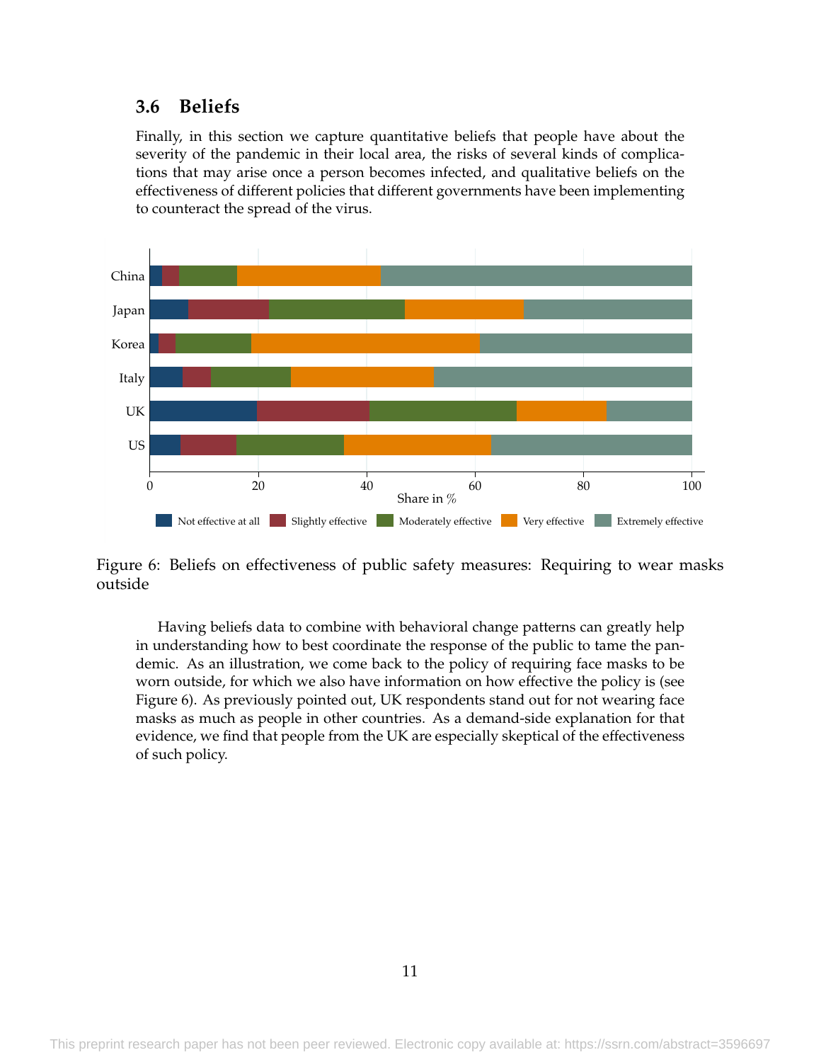## 3.6 Beliefs

Finally, in this section we capture quantitative beliefs that people have about the severity of the pandemic in their local area, the risks of several kinds of complications that may arise once a person becomes infected, and qualitative beliefs on the effectiveness of different policies that different governments have been implementing to counteract the spread of the virus.

Figure 6: Beliefs on effectiveness of public safety measures: Requiring to wear masks outside

Having beliefs data to combine with behavioral change patterns can greatly help in understanding how to best coordinate the response of the public to tame the pandemic. As an illustration, we come back to the policy of requiring face masks to be worn outside, for which we also have information on how effective the policy is (see Figure 6). As previously pointed out, UK respondents stand out for not wearing face masks as much as people in other countries. As a demand-side explanation for that evidence, we find that people from the UK are especially skeptical of the effectiveness of such policy.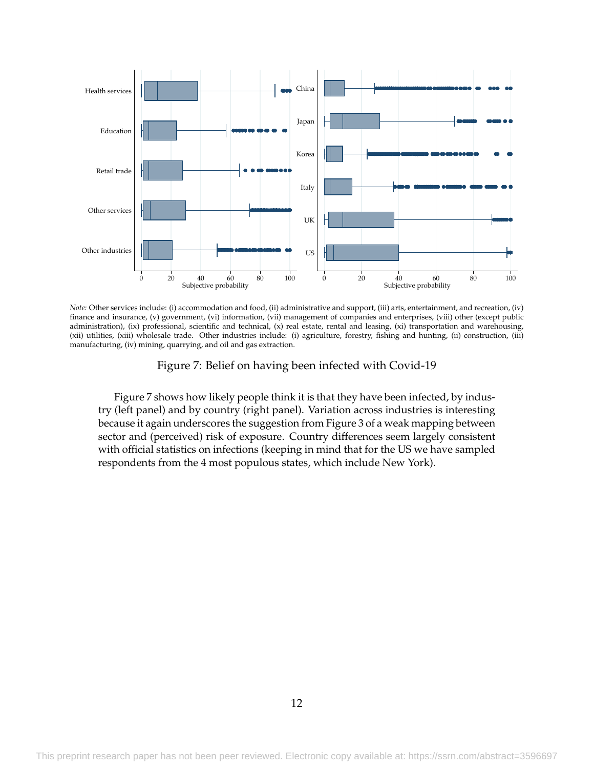*Note:* Other services include: (i) accommodation and food, (ii) administrative and support, (iii) arts, entertainment, and recreation, (iv) finance and insurance, (v) government, (vi) information, (vii) management of companies and enterprises, (viii) other (except public administration), (ix) professional, scientific and technical, (x) real estate, rental and leasing, (xi) transportation and warehousing, (xii) utilities, (xiii) wholesale trade. Other industries include: (i) agriculture, forestry, fishing and hunting, (ii) construction, (iii) manufacturing, (iv) mining, quarrying, and oil and gas extraction.

Figure 7: Belief on having been infected with Covid-19

Figure 7 shows how likely people think it is that they have been infected, by industry (left panel) and by country (right panel). Variation across industries is interesting because it again underscores the suggestion from Figure 3 of a weak mapping between sector and (perceived) risk of exposure. Country differences seem largely consistent with official statistics on infections (keeping in mind that for the US we have sampled respondents from the 4 most populous states, which include New York).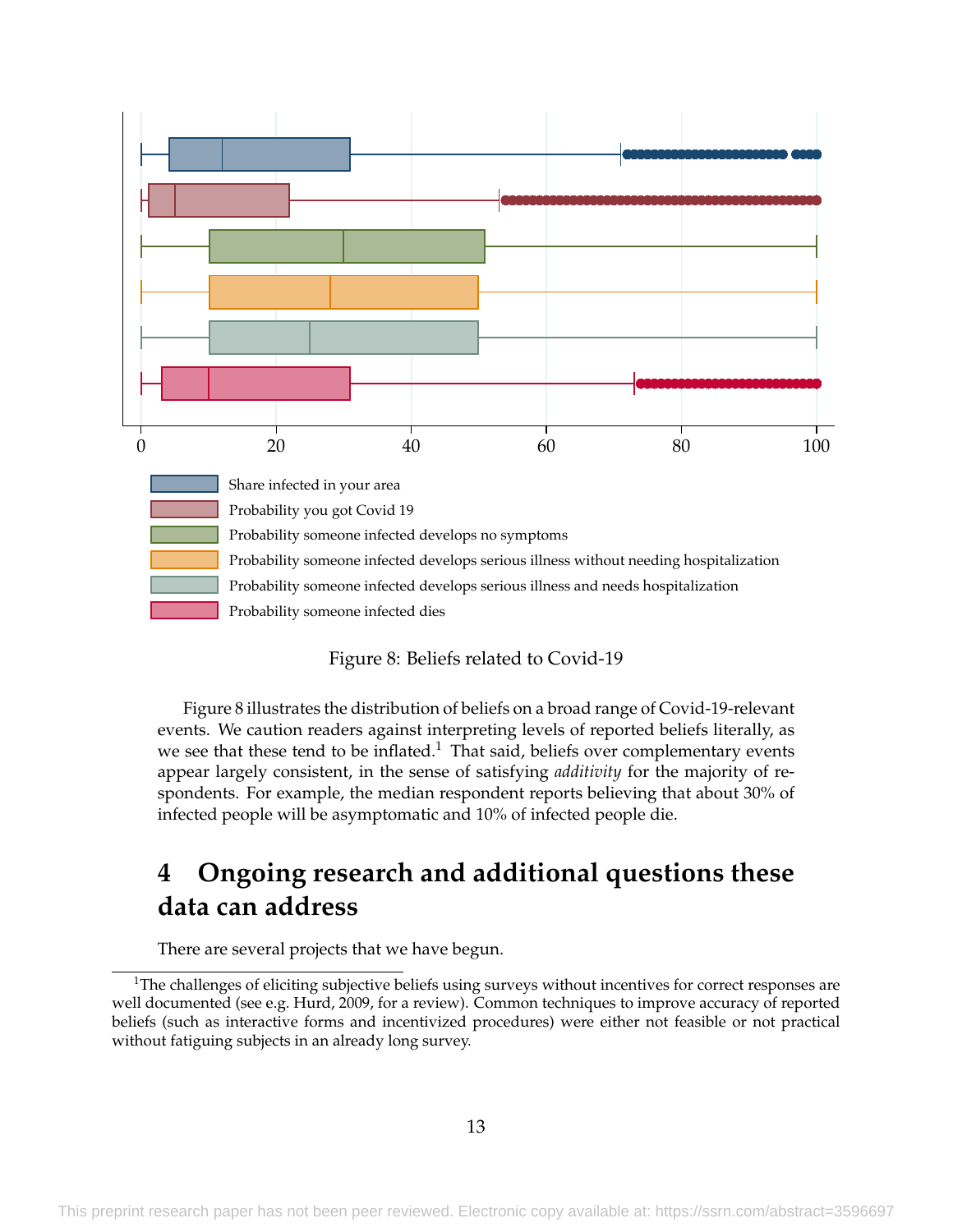Share infected in your area

Probability you got Covid 19

Probability someone infected develops no symptoms

Probability someone infected develops serious illness without needing hospitalization

Probability someone infected develops serious illness and needs hospitalization

Probability someone infected dies

Figure 8: Beliefs related to Covid-19

Figure 8 illustrates the distribution of beliefs on a broad range of Covid-19-relevant events. We caution readers against interpreting levels of reported beliefs literally, as we see that these tend to be inflated.[1] That said, beliefs over complementary events appear largely consistent, in the sense of satisfying *additivity* for the majority of respondents. For example, the median respondent reports believing that about 30% of infected people will be asymptomatic and 10% of infected people die.

## 4 Ongoing research and additional questions these data can address

There are several projects that we have begun.

[1]The challenges of eliciting subjective beliefs using surveys without incentives for correct responses are well documented (see e.g. Hurd, 2009, for a review). Common techniques to improve accuracy of reported beliefs (such as interactive forms and incentivized procedures) were either not feasible or not practical without fatiguing subjects in an already long survey.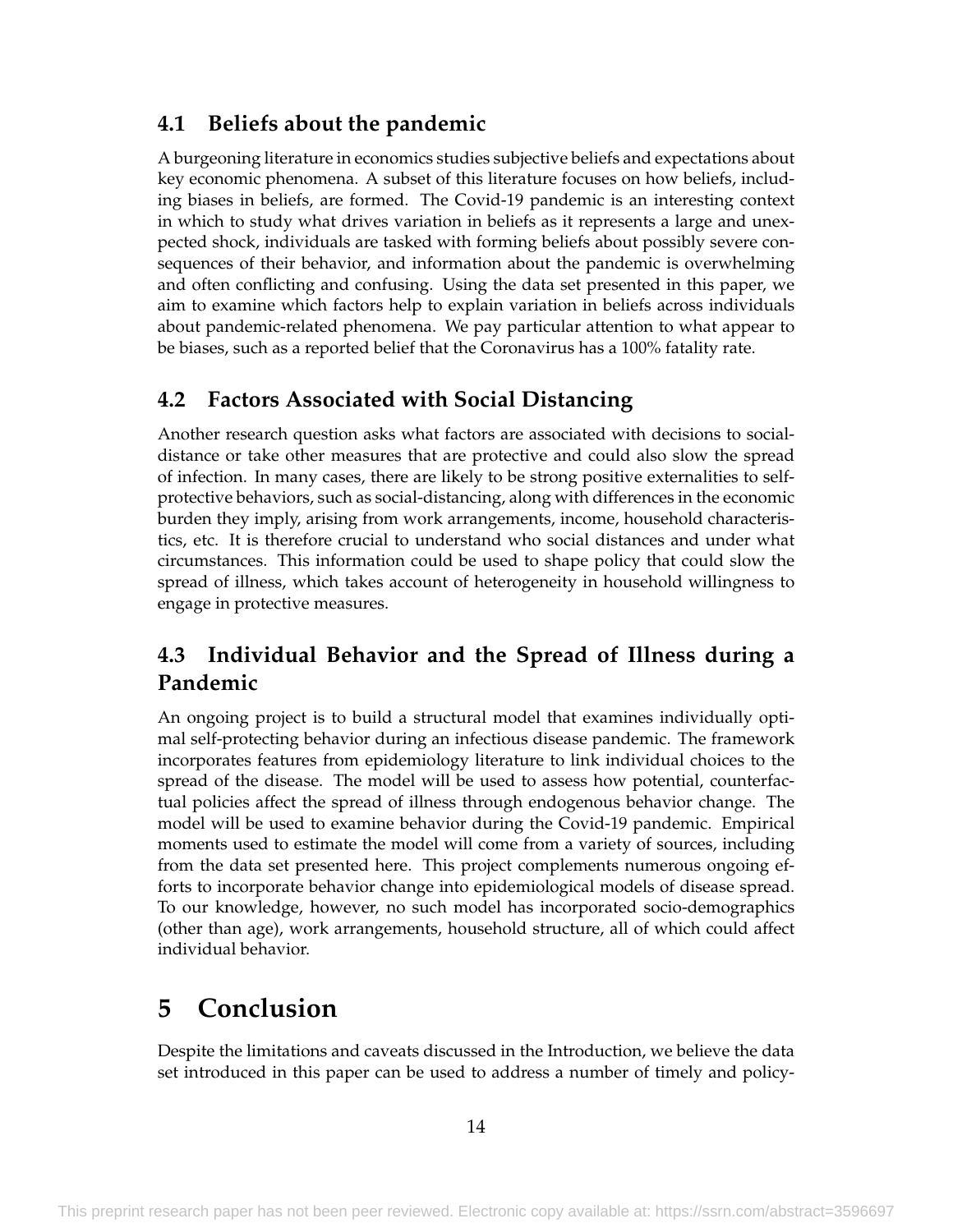### 4.1 Beliefs about the pandemic

A burgeoning literature in economics studies subjective beliefs and expectations about key economic phenomena. A subset of this literature focuses on how beliefs, including biases in beliefs, are formed. The Covid-19 pandemic is an interesting context in which to study what drives variation in beliefs as it represents a large and unexpected shock, individuals are tasked with forming beliefs about possibly severe consequences of their behavior, and information about the pandemic is overwhelming and often conflicting and confusing. Using the data set presented in this paper, we aim to examine which factors help to explain variation in beliefs across individuals about pandemic-related phenomena. We pay particular attention to what appear to be biases, such as a reported belief that the Coronavirus has a 100% fatality rate.

### 4.2 Factors Associated with Social Distancing

Another research question asks what factors are associated with decisions to social-distance or take other measures that are protective and could also slow the spread of infection. In many cases, there are likely to be strong positive externalities to self-protective behaviors, such as social-distancing, along with differences in the economic burden they imply, arising from work arrangements, income, household characteristics, etc. It is therefore crucial to understand who social distances and under what circumstances. This information could be used to shape policy that could slow the spread of illness, which takes account of heterogeneity in household willingness to engage in protective measures.

### 4.3 Individual Behavior and the Spread of Illness during a Pandemic

An ongoing project is to build a structural model that examines individually optimal self-protecting behavior during an infectious disease pandemic. The framework incorporates features from epidemiology literature to link individual choices to the spread of the disease. The model will be used to assess how potential, counterfactual policies affect the spread of illness through endogenous behavior change. The model will be used to examine behavior during the Covid-19 pandemic. Empirical moments used to estimate the model will come from a variety of sources, including from the data set presented here. This project complements numerous ongoing efforts to incorporate behavior change into epidemiological models of disease spread. To our knowledge, however, no such model has incorporated socio-demographics (other than age), work arrangements, household structure, all of which could affect individual behavior.

## 5 Conclusion

Despite the limitations and caveats discussed in the Introduction, we believe the data set introduced in this paper can be used to address a number of timely and policy-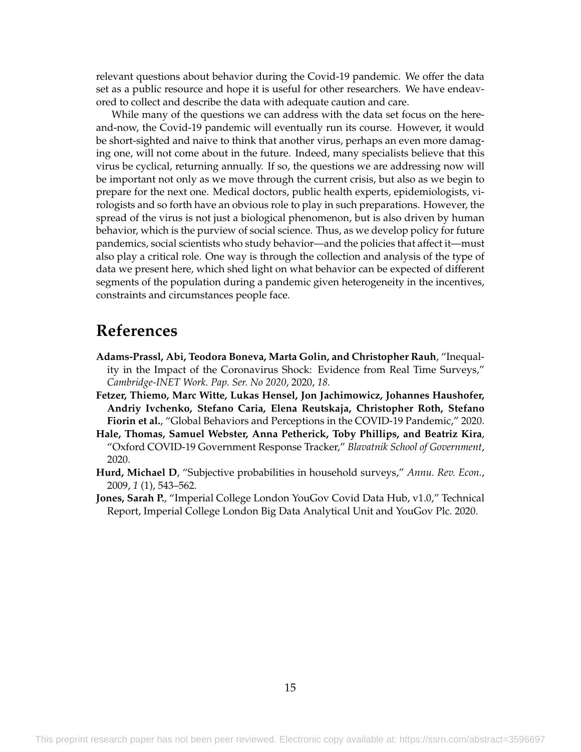relevant questions about behavior during the Covid-19 pandemic. We offer the data set as a public resource and hope it is useful for other researchers. We have endeavored to collect and describe the data with adequate caution and care.

While many of the questions we can address with the data set focus on the here-and-now, the Covid-19 pandemic will eventually run its course. However, it would be short-sighted and naive to think that another virus, perhaps an even more damaging one, will not come about in the future. Indeed, many specialists believe that this virus be cyclical, returning annually. If so, the questions we are addressing now will be important not only as we move through the current crisis, but also as we begin to prepare for the next one. Medical doctors, public health experts, epidemiologists, virologists and so forth have an obvious role to play in such preparations. However, the spread of the virus is not just a biological phenomenon, but is also driven by human behavior, which is the purview of social science. Thus, as we develop policy for future pandemics, social scientists who study behavior—and the policies that affect it—must also play a critical role. One way is through the collection and analysis of the type of data we present here, which shed light on what behavior can be expected of different segments of the population during a pandemic given heterogeneity in the incentives, constraints and circumstances people face.

# References

**Adams-Prassl, Abi, Teodora Boneva, Marta Golin, and Christopher Rauh**, "Inequality in the Impact of the Coronavirus Shock: Evidence from Real Time Surveys," *Cambridge-INET Work. Pap. Ser. No 2020*, 2020, *18.*

**Fetzer, Thiemo, Marc Witte, Lukas Hensel, Jon Jachimowicz, Johannes Haushofer, Andriy Ivchenko, Stefano Caria, Elena Reutskaja, Christopher Roth, Stefano Fiorin et al.**, "Global Behaviors and Perceptions in the COVID-19 Pandemic," 2020.

**Hale, Thomas, Samuel Webster, Anna Petherick, Toby Phillips, and Beatriz Kira**, "Oxford COVID-19 Government Response Tracker," *Blavatnik School of Government*, 2020.

**Hurd, Michael D**, "Subjective probabilities in household surveys," *Annu. Rev. Econ.*, 2009, *1* (1), 543–562.

**Jones, Sarah P.**, "Imperial College London YouGov Covid Data Hub, v1.0," Technical Report, Imperial College London Big Data Analytical Unit and YouGov Plc. 2020.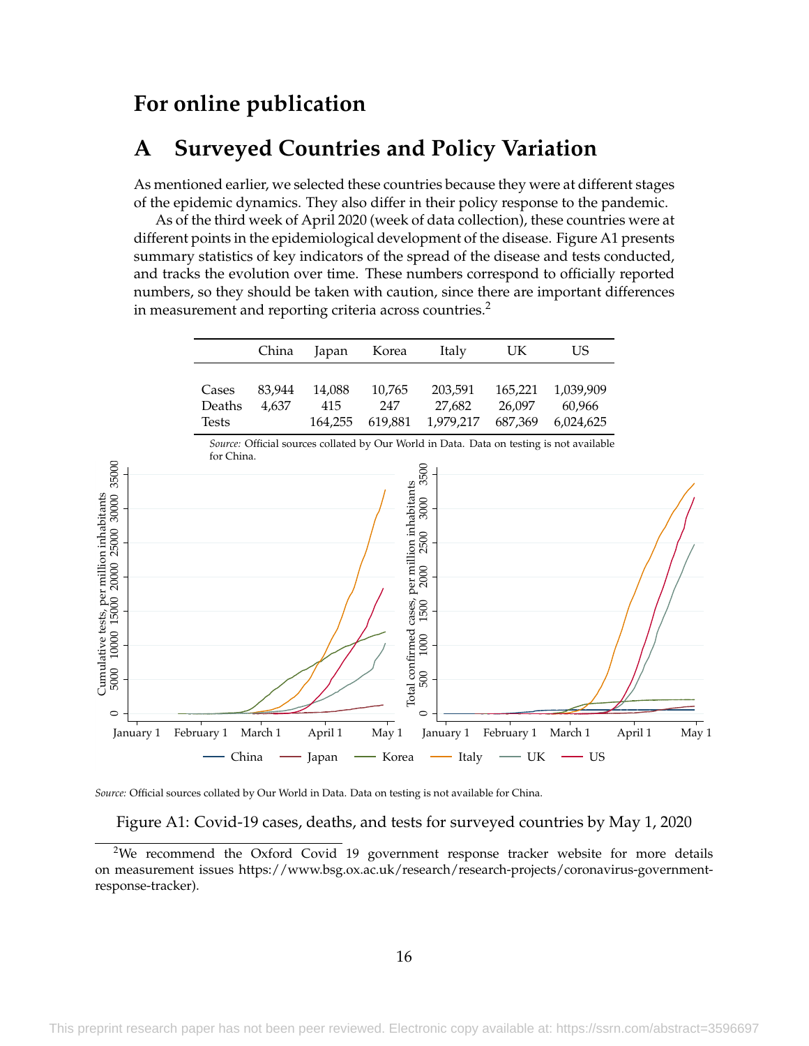# For online publication

## A Surveyed Countries and Policy Variation

As mentioned earlier, we selected these countries because they were at different stages of the epidemic dynamics. They also differ in their policy response to the pandemic.

As of the third week of April 2020 (week of data collection), these countries were at different points in the epidemiological development of the disease. Figure A1 presents summary statistics of key indicators of the spread of the disease and tests conducted, and tracks the evolution over time. These numbers correspond to officially reported numbers, so they should be taken with caution, since there are important differences in measurement and reporting criteria across countries.[2]

| | China | Japan | Korea | Italy | UK | US |
|---|---|---|---|---|---|---|
| Cases | 83,944 | 14,088 | 10,765 | 203,591 | 165,221 | 1,039,909 |
| Deaths | 4,637 | 415 | 247 | 27,682 | 26,097 | 60,966 |
| Tests | | 164,255 | 619,881 | 1,979,217 | 687,369 | 6,024,625 |

*Source:* Official sources collated by Our World in Data. Data on testing is not available for China.

*Source:* Official sources collated by Our World in Data. Data on testing is not available for China.

Figure A1: Covid-19 cases, deaths, and tests for surveyed countries by May 1, 2020

[2] We recommend the Oxford Covid 19 government response tracker website for more details on measurement issues https://www.bsg.ox.ac.uk/research/research-projects/coronavirus-government-response-tracker).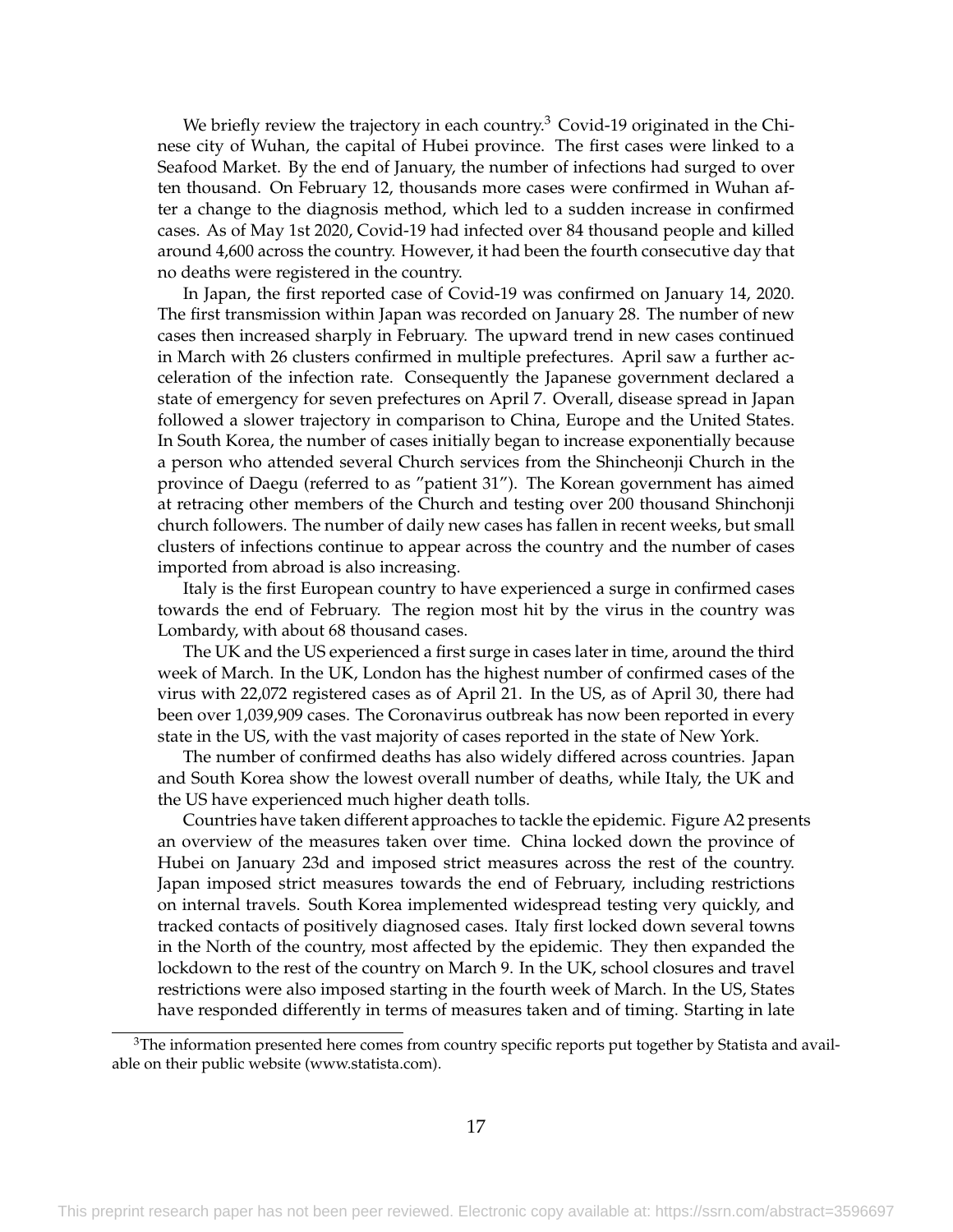We briefly review the trajectory in each country.[3] Covid-19 originated in the Chinese city of Wuhan, the capital of Hubei province. The first cases were linked to a Seafood Market. By the end of January, the number of infections had surged to over ten thousand. On February 12, thousands more cases were confirmed in Wuhan after a change to the diagnosis method, which led to a sudden increase in confirmed cases. As of May 1st 2020, Covid-19 had infected over 84 thousand people and killed around 4,600 across the country. However, it had been the fourth consecutive day that no deaths were registered in the country.

In Japan, the first reported case of Covid-19 was confirmed on January 14, 2020. The first transmission within Japan was recorded on January 28. The number of new cases then increased sharply in February. The upward trend in new cases continued in March with 26 clusters confirmed in multiple prefectures. April saw a further acceleration of the infection rate. Consequently the Japanese government declared a state of emergency for seven prefectures on April 7. Overall, disease spread in Japan followed a slower trajectory in comparison to China, Europe and the United States. In South Korea, the number of cases initially began to increase exponentially because a person who attended several Church services from the Shincheonji Church in the province of Daegu (referred to as "patient 31"). The Korean government has aimed at retracing other members of the Church and testing over 200 thousand Shinchonji church followers. The number of daily new cases has fallen in recent weeks, but small clusters of infections continue to appear across the country and the number of cases imported from abroad is also increasing.

Italy is the first European country to have experienced a surge in confirmed cases towards the end of February. The region most hit by the virus in the country was Lombardy, with about 68 thousand cases.

The UK and the US experienced a first surge in cases later in time, around the third week of March. In the UK, London has the highest number of confirmed cases of the virus with 22,072 registered cases as of April 21. In the US, as of April 30, there had been over 1,039,909 cases. The Coronavirus outbreak has now been reported in every state in the US, with the vast majority of cases reported in the state of New York.

The number of confirmed deaths has also widely differed across countries. Japan and South Korea show the lowest overall number of deaths, while Italy, the UK and the US have experienced much higher death tolls.

Countries have taken different approaches to tackle the epidemic. Figure A2 presents an overview of the measures taken over time. China locked down the province of Hubei on January 23d and imposed strict measures across the rest of the country. Japan imposed strict measures towards the end of February, including restrictions on internal travels. South Korea implemented widespread testing very quickly, and tracked contacts of positively diagnosed cases. Italy first locked down several towns in the North of the country, most affected by the epidemic. They then expanded the lockdown to the rest of the country on March 9. In the UK, school closures and travel restrictions were also imposed starting in the fourth week of March. In the US, States have responded differently in terms of measures taken and of timing. Starting in late

[3] The information presented here comes from country specific reports put together by Statista and available on their public website (www.statista.com).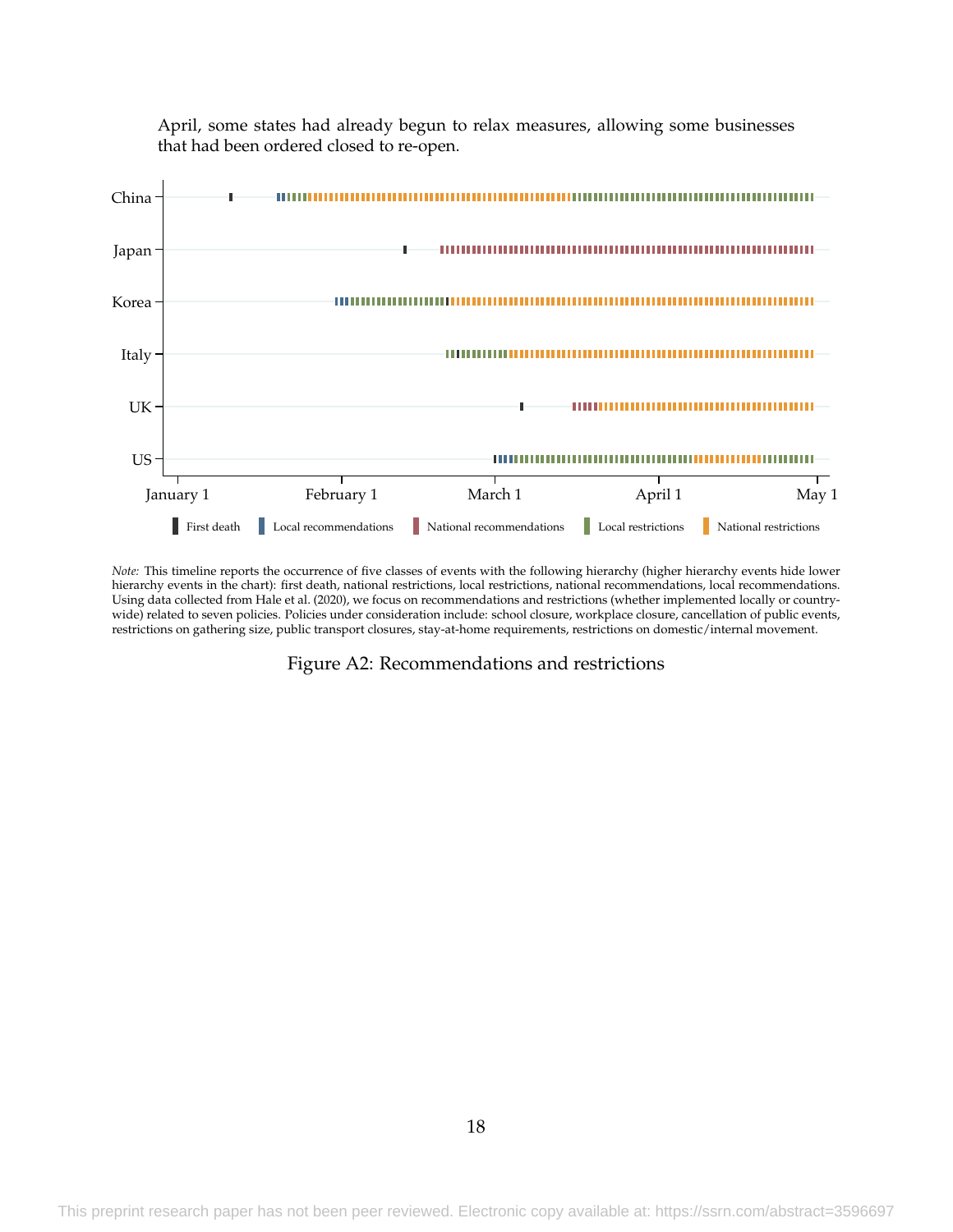April, some states had already begun to relax measures, allowing some businesses that had been ordered closed to re-open.

*Note:* This timeline reports the occurrence of five classes of events with the following hierarchy (higher hierarchy events hide lower hierarchy events in the chart): first death, national restrictions, local restrictions, national recommendations, local recommendations. Using data collected from Hale et al. (2020), we focus on recommendations and restrictions (whether implemented locally or country-wide) related to seven policies. Policies under consideration include: school closure, workplace closure, cancellation of public events, restrictions on gathering size, public transport closures, stay-at-home requirements, restrictions on domestic/internal movement.

Figure A2: Recommendations and restrictions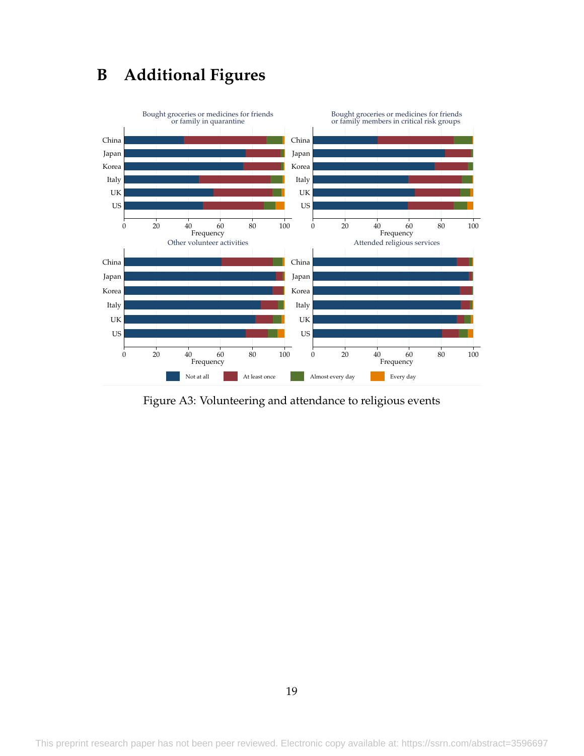# B Additional Figures

Figure A3: Volunteering and attendance to religious events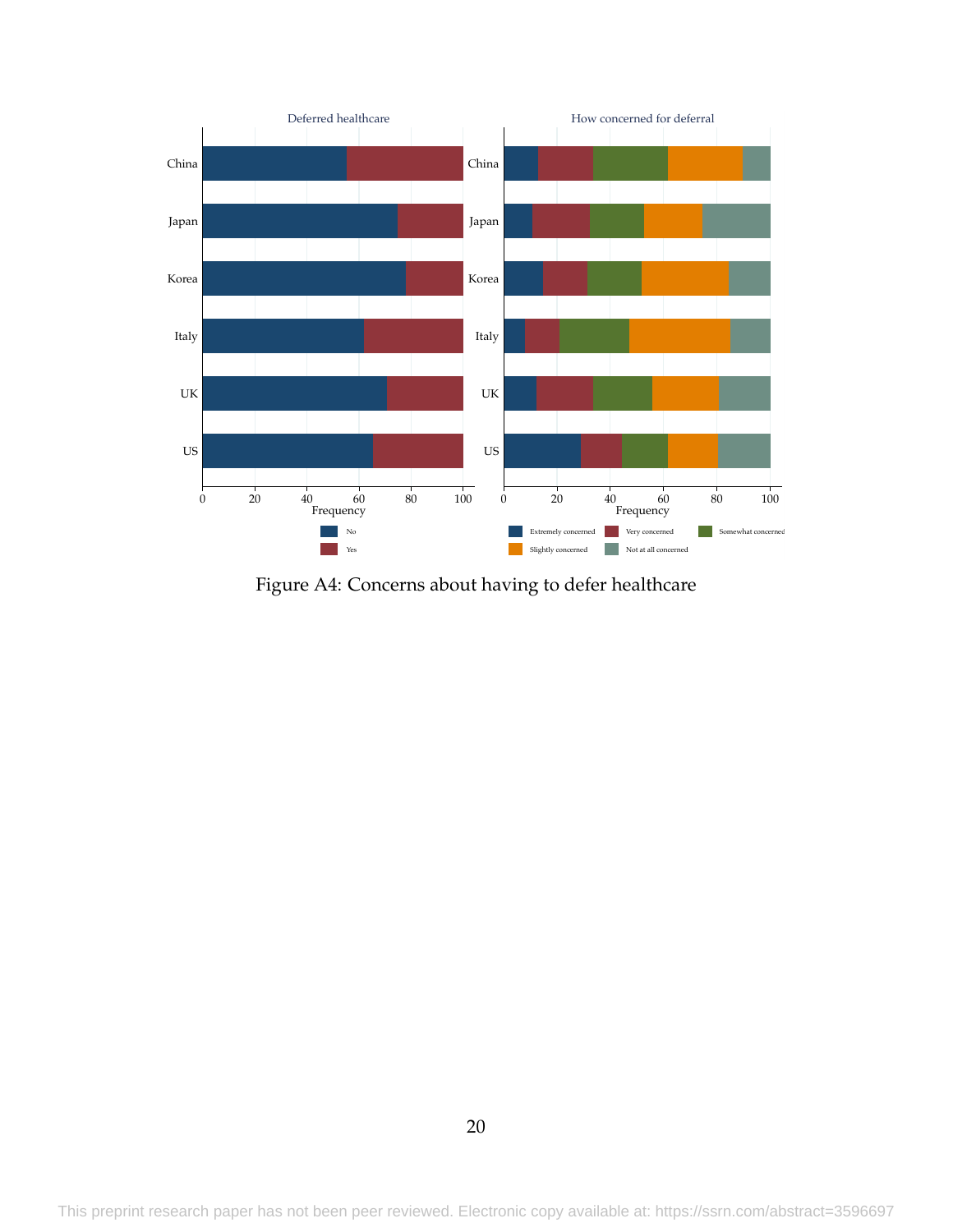Figure A4: Concerns about having to defer healthcare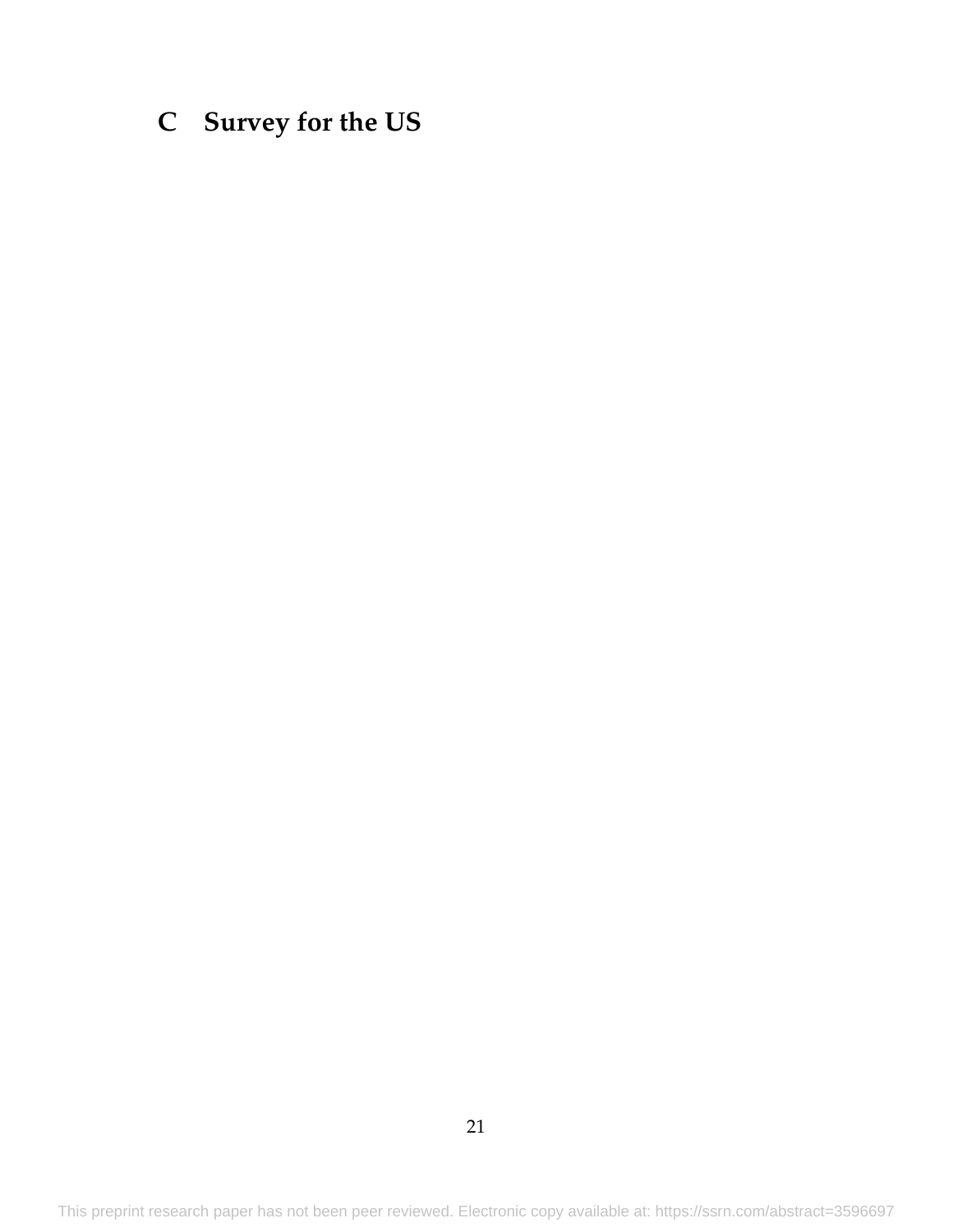# C Survey for the US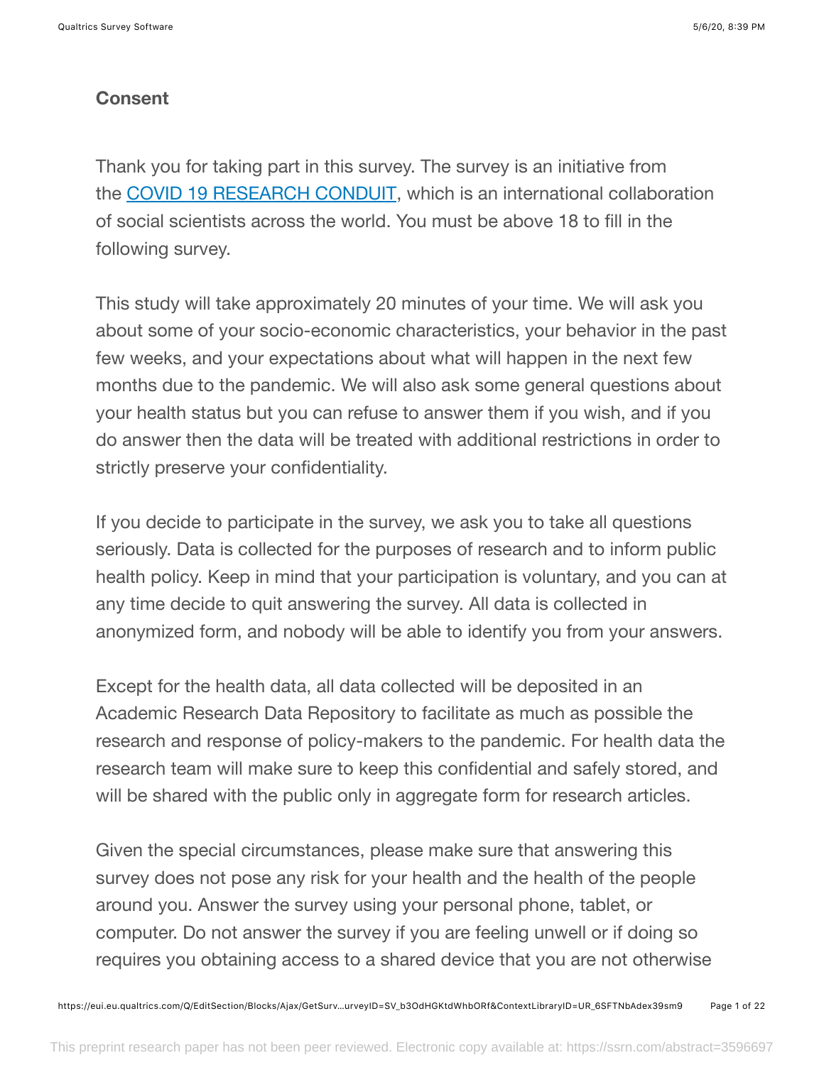**Consent**

Thank you for taking part in this survey. The survey is an initiative from the COVID 19 RESEARCH CONDUIT, which is an international collaboration of social scientists across the world. You must be above 18 to fill in the following survey.

This study will take approximately 20 minutes of your time. We will ask you about some of your socio-economic characteristics, your behavior in the past few weeks, and your expectations about what will happen in the next few months due to the pandemic. We will also ask some general questions about your health status but you can refuse to answer them if you wish, and if you do answer then the data will be treated with additional restrictions in order to strictly preserve your confidentiality.

If you decide to participate in the survey, we ask you to take all questions seriously. Data is collected for the purposes of research and to inform public health policy. Keep in mind that your participation is voluntary, and you can at any time decide to quit answering the survey. All data is collected in anonymized form, and nobody will be able to identify you from your answers.

Except for the health data, all data collected will be deposited in an Academic Research Data Repository to facilitate as much as possible the research and response of policy-makers to the pandemic. For health data the research team will make sure to keep this confidential and safely stored, and will be shared with the public only in aggregate form for research articles.

Given the special circumstances, please make sure that answering this survey does not pose any risk for your health and the health of the people around you. Answer the survey using your personal phone, tablet, or computer. Do not answer the survey if you are feeling unwell or if doing so requires you obtaining access to a shared device that you are not otherwise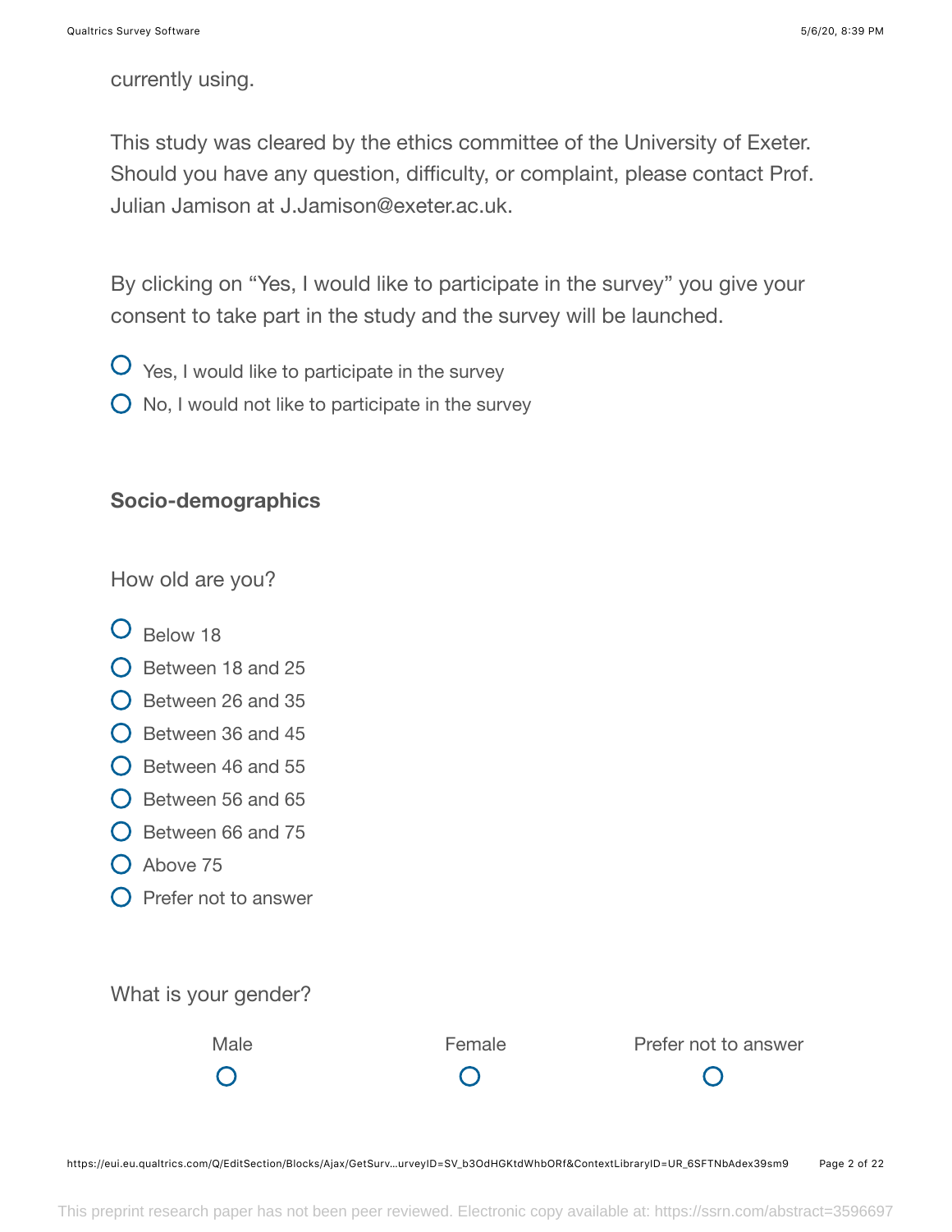currently using.

This study was cleared by the ethics committee of the University of Exeter. Should you have any question, difficulty, or complaint, please contact Prof. Julian Jamison at J.Jamison@exeter.ac.uk.

By clicking on “Yes, I would like to participate in the survey” you give your consent to take part in the study and the survey will be launched.

- Yes, I would like to participate in the survey
- No, I would not like to participate in the survey

**Socio-demographics**

How old are you?

- Below 18
- Between 18 and 25
- Between 26 and 35
- Between 36 and 45
- Between 46 and 55
- Between 56 and 65
- Between 66 and 75
- Above 75
- Prefer not to answer

What is your gender?

| Male | Female | Prefer not to answer |
|---|---|---|
| ○ | ○ | ○ |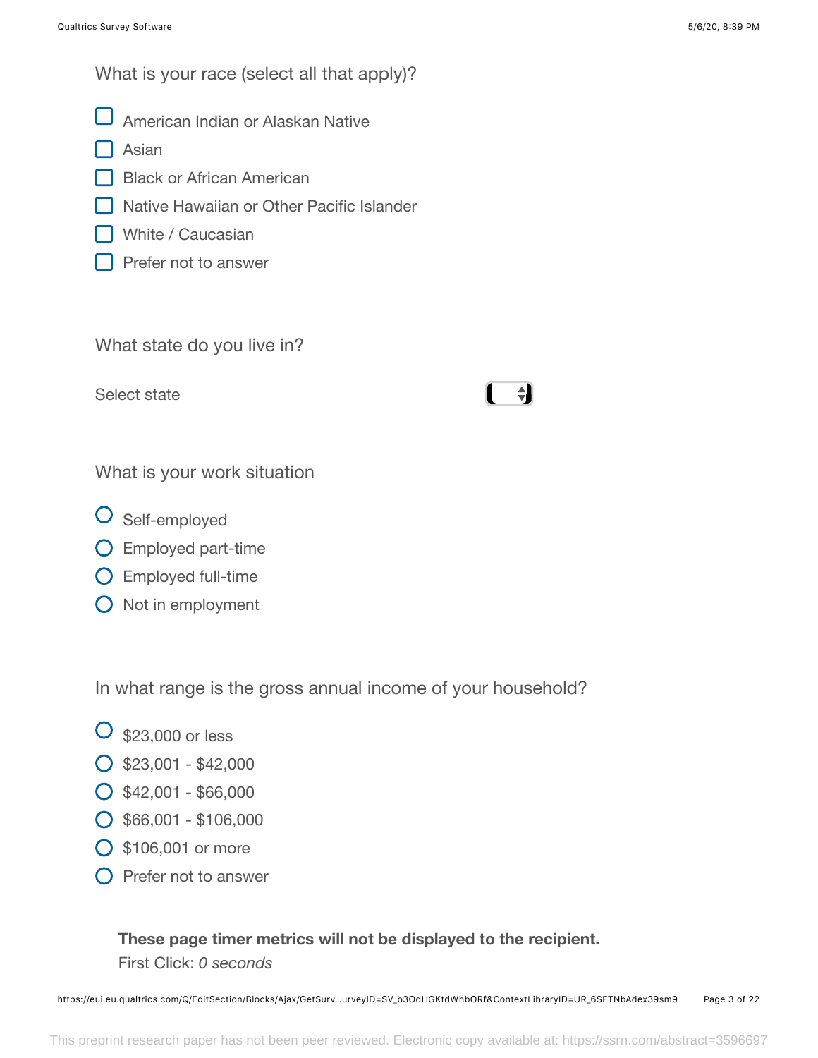What is your race (select all that apply)?

- [ ] American Indian or Alaskan Native
- [ ] Asian
- [ ] Black or African American
- [ ] Native Hawaiian or Other Pacific Islander
- [ ] White / Caucasian
- [ ] Prefer not to answer

What state do you live in?

Select state

What is your work situation

- ○ Self-employed
- ○ Employed part-time
- ○ Employed full-time
- ○ Not in employment

In what range is the gross annual income of your household?

- ○ $23,000 or less
- ○ $23,001 - $42,000
- ○ $42,001 - $66,000
- ○ $66,001 - $106,000
- ○ $106,001 or more
- ○ Prefer not to answer

**These page timer metrics will not be displayed to the recipient.**

First Click: *0 seconds*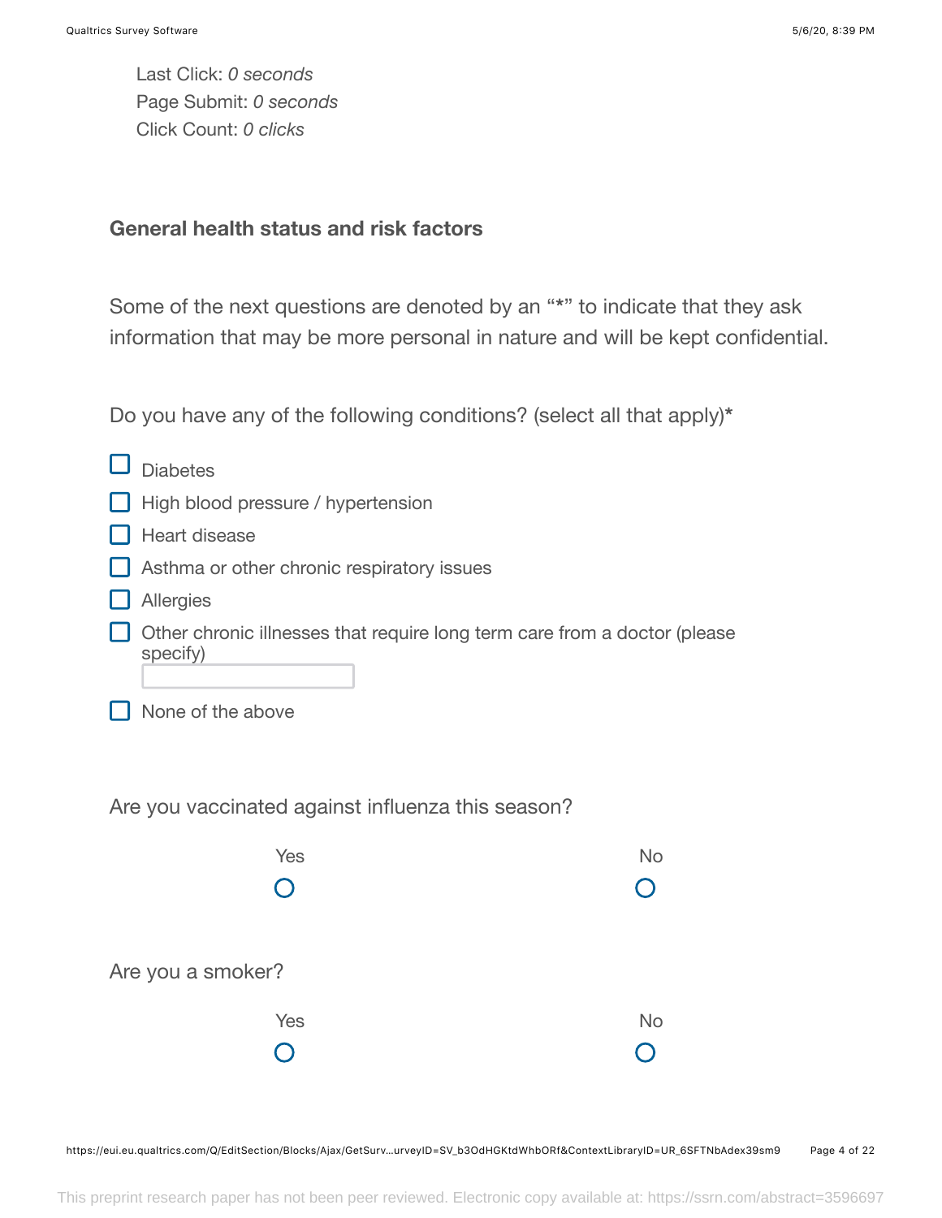Last Click: *0 seconds*
Page Submit: *0 seconds*
Click Count: *0 clicks*

**General health status and risk factors**

Some of the next questions are denoted by an “*” to indicate that they ask information that may be more personal in nature and will be kept confidential.

Do you have any of the following conditions? (select all that apply)*

- ☐ Diabetes
- ☐ High blood pressure / hypertension
- ☐ Heart disease
- ☐ Asthma or other chronic respiratory issues
- ☐ Allergies
- ☐ Other chronic illnesses that require long term care from a doctor (please specify) \_\_\_\_\_\_\_\_\_\_
- ☐ None of the above

Are you vaccinated against influenza this season?

| Yes | No |
| --- | --- |
| ○ | ○ |

Are you a smoker?

| Yes | No |
| --- | --- |
| ○ | ○ |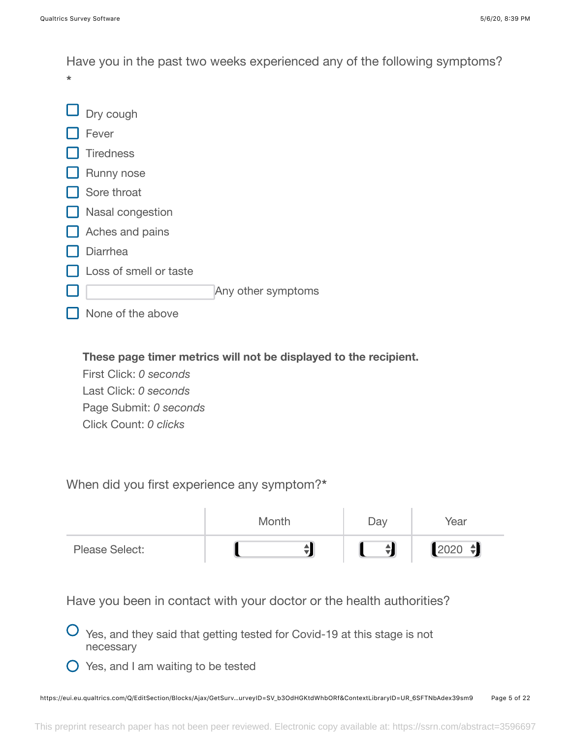Have you in the past two weeks experienced any of the following symptoms?
*

- ☐ Dry cough
- ☐ Fever
- ☐ Tiredness
- ☐ Runny nose
- ☐ Sore throat
- ☐ Nasal congestion
- ☐ Aches and pains
- ☐ Diarrhea
- ☐ Loss of smell or taste
- ☐ [ ] Any other symptoms
- ☐ None of the above

**These page timer metrics will not be displayed to the recipient.**

First Click: *0 seconds*

Last Click: *0 seconds*

Page Submit: *0 seconds*

Click Count: *0 clicks*

When did you first experience any symptom?*

| | Month | Day | Year |
|---|---|---|---|
| Please Select: | | | 2020 |

Have you been in contact with your doctor or the health authorities?

- ○ Yes, and they said that getting tested for Covid-19 at this stage is not necessary
- ○ Yes, and I am waiting to be tested

This preprint research paper has not been peer reviewed. Electronic copy available at: https://ssrn.com/abstract=3596697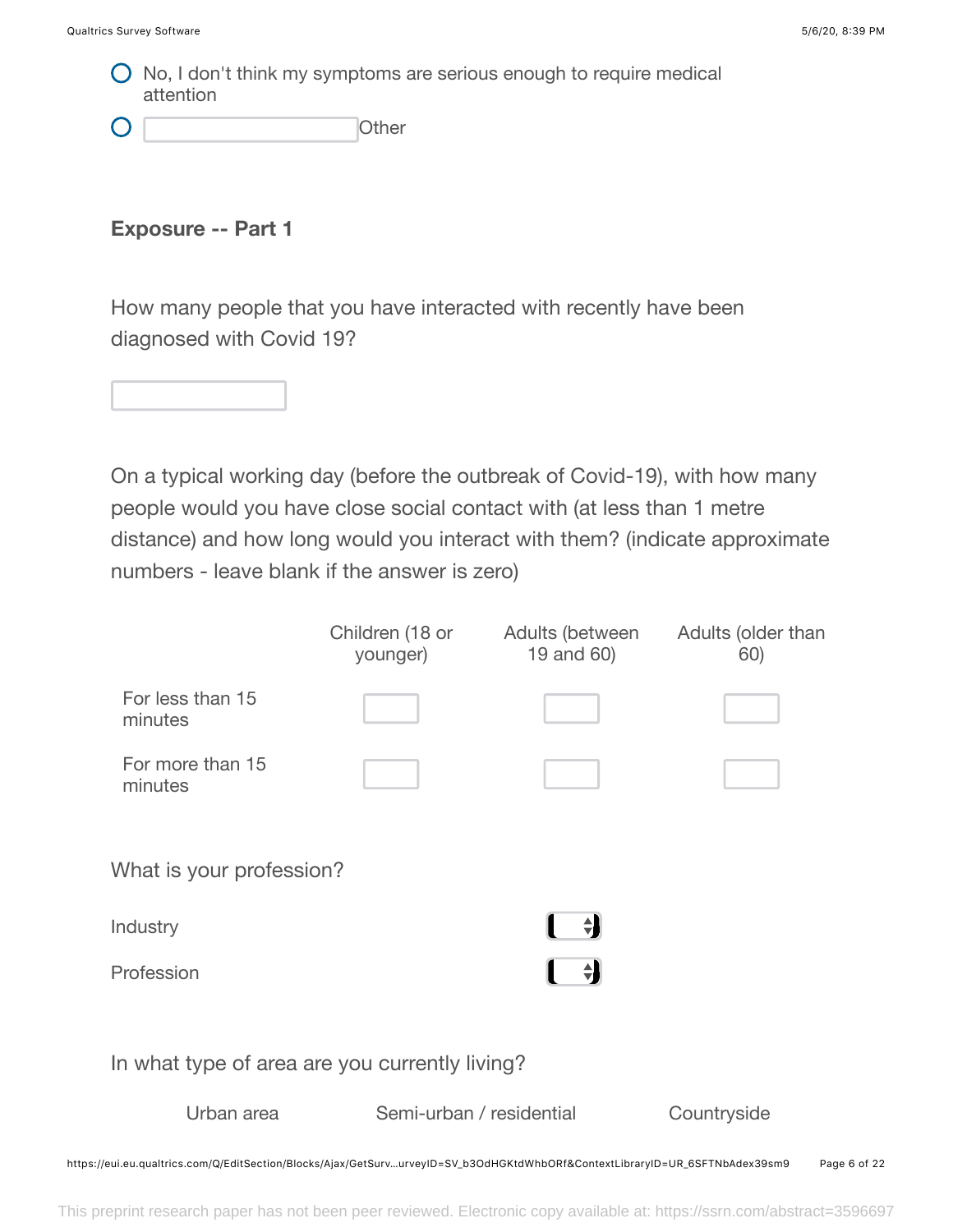- No, I don't think my symptoms are serious enough to require medical attention
- ____________ Other

**Exposure -- Part 1**

How many people that you have interacted with recently have been diagnosed with Covid 19?

____________

On a typical working day (before the outbreak of Covid-19), with how many people would you have close social contact with (at less than 1 metre distance) and how long would you interact with them? (indicate approximate numbers - leave blank if the answer is zero)

| | Children (18 or younger) | Adults (between 19 and 60) | Adults (older than 60) |
|---|---|---|---|
| For less than 15 minutes | | | |
| For more than 15 minutes | | | |

What is your profession?

Industry

Profession

In what type of area are you currently living?

Urban area | Semi-urban / residential | Countryside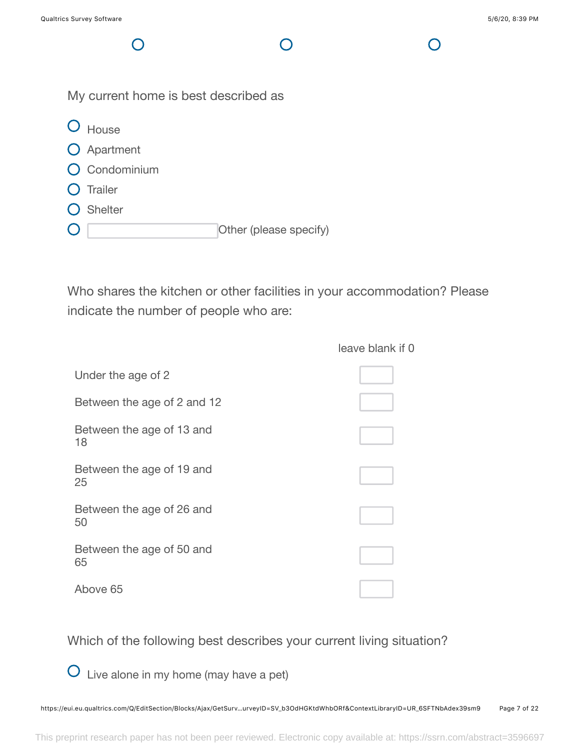My current home is best described as

- ○ House
- ○ Apartment
- ○ Condominium
- ○ Trailer
- ○ Shelter
- ○ \_\_\_\_\_\_\_\_ Other (please specify)

Who shares the kitchen or other facilities in your accommodation? Please indicate the number of people who are:

| | leave blank if 0 |
|---|---|
| Under the age of 2 | |
| Between the age of 2 and 12 | |
| Between the age of 13 and 18 | |
| Between the age of 19 and 25 | |
| Between the age of 26 and 50 | |
| Between the age of 50 and 65 | |
| Above 65 | |

Which of the following best describes your current living situation?

- ○ Live alone in my home (may have a pet)

This preprint research paper has not been peer reviewed. Electronic copy available at: https://ssrn.com/abstract=3596697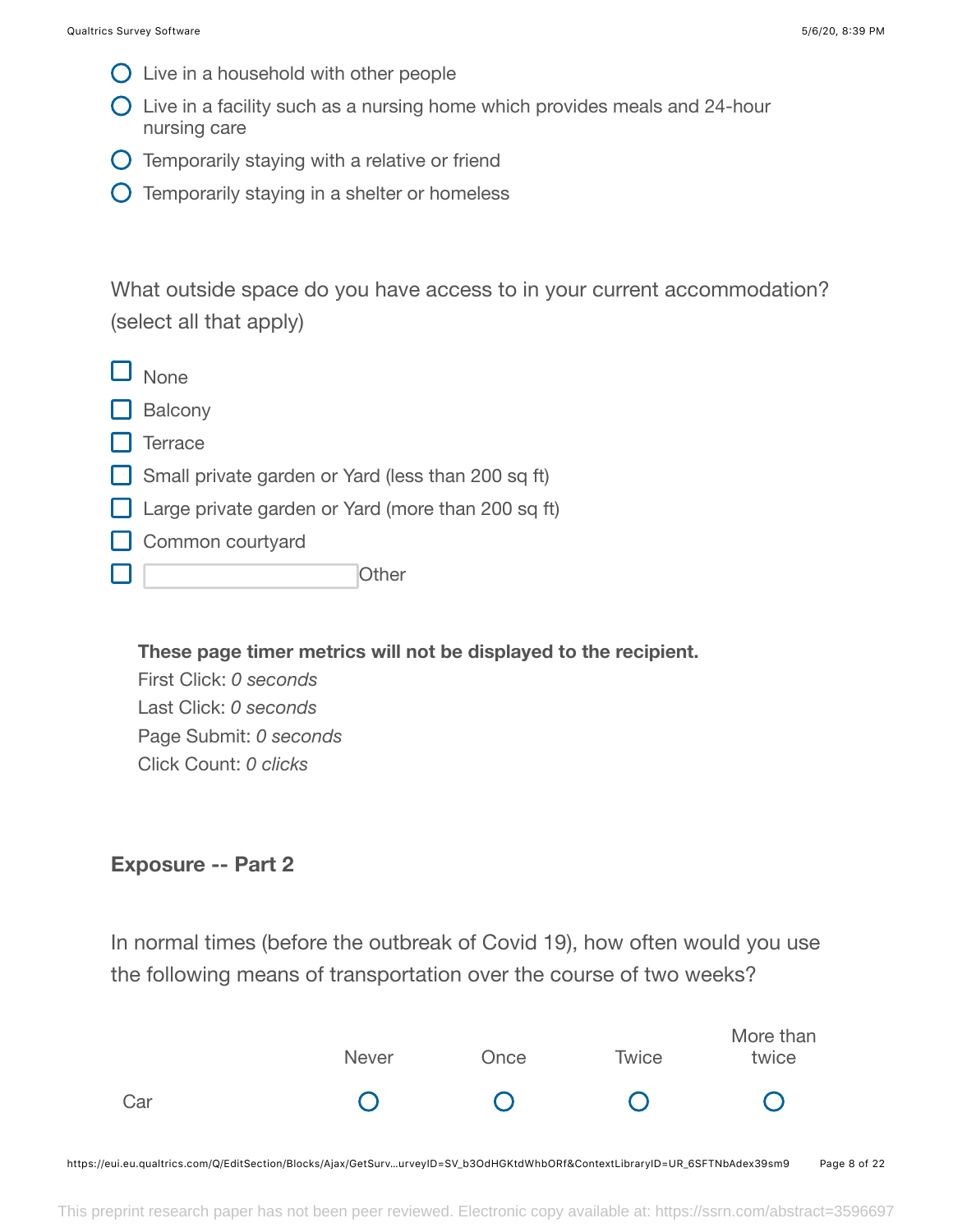- Live in a household with other people
- Live in a facility such as a nursing home which provides meals and 24-hour nursing care
- Temporarily staying with a relative or friend
- Temporarily staying in a shelter or homeless

What outside space do you have access to in your current accommodation? (select all that apply)

- None
- Balcony
- Terrace
- Small private garden or Yard (less than 200 sq ft)
- Large private garden or Yard (more than 200 sq ft)
- Common courtyard
- ____________ Other

**These page timer metrics will not be displayed to the recipient.**
First Click: *0 seconds*
Last Click: *0 seconds*
Page Submit: *0 seconds*
Click Count: *0 clicks*

## Exposure -- Part 2

In normal times (before the outbreak of Covid 19), how often would you use the following means of transportation over the course of two weeks?

| | Never | Once | Twice | More than twice |
|---|---|---|---|---|
| Car | ○ | ○ | ○ | ○ |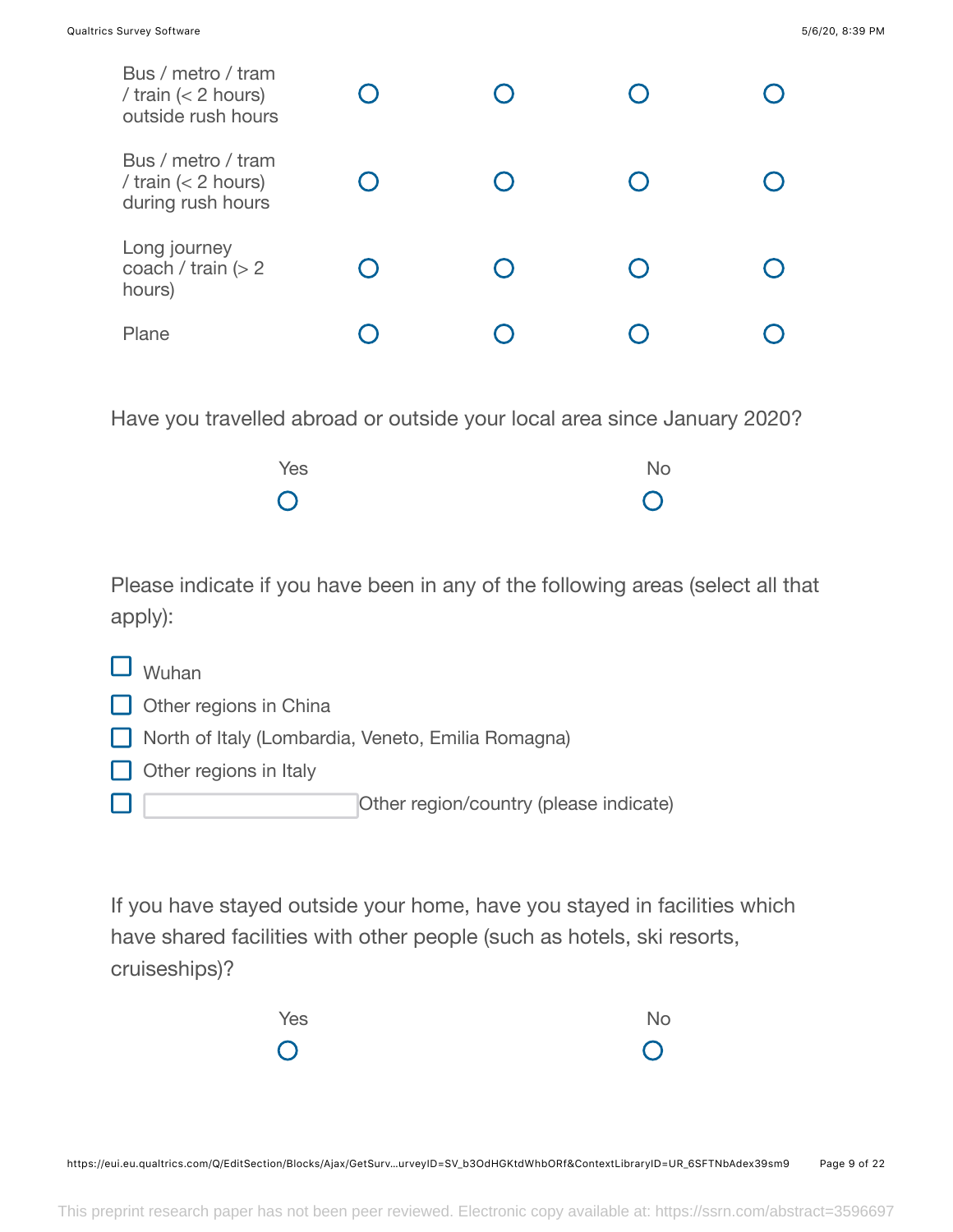| | | | | |
|---|---|---|---|---|
| Bus / metro / tram / train (< 2 hours) outside rush hours | ○ | ○ | ○ | ○ |
| Bus / metro / tram / train (< 2 hours) during rush hours | ○ | ○ | ○ | ○ |
| Long journey coach / train (> 2 hours) | ○ | ○ | ○ | ○ |
| Plane | ○ | ○ | ○ | ○ |

Have you travelled abroad or outside your local area since January 2020?

| Yes | No |
|---|---|
| ○ | ○ |

Please indicate if you have been in any of the following areas (select all that apply):

- ☐ Wuhan
- ☐ Other regions in China
- ☐ North of Italy (Lombardia, Veneto, Emilia Romagna)
- ☐ Other regions in Italy
- ☐ ________ Other region/country (please indicate)

If you have stayed outside your home, have you stayed in facilities which have shared facilities with other people (such as hotels, ski resorts, cruiseships)?

| Yes | No |
|---|---|
| ○ | ○ |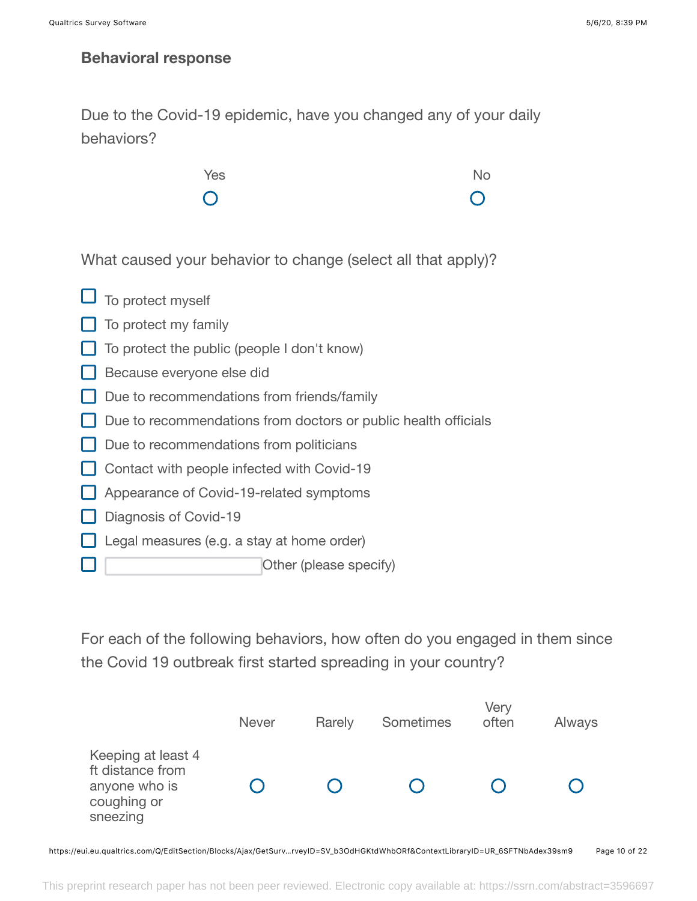## Behavioral response

Due to the Covid-19 epidemic, have you changed any of your daily behaviors?

| Yes | No |
| --- | --- |
| ○ | ○ |

What caused your behavior to change (select all that apply)?

- ☐ To protect myself
- ☐ To protect my family
- ☐ To protect the public (people I don't know)
- ☐ Because everyone else did
- ☐ Due to recommendations from friends/family
- ☐ Due to recommendations from doctors or public health officials
- ☐ Due to recommendations from politicians
- ☐ Contact with people infected with Covid-19
- ☐ Appearance of Covid-19-related symptoms
- ☐ Diagnosis of Covid-19
- ☐ Legal measures (e.g. a stay at home order)
- ☐ \_\_\_\_\_\_\_\_ Other (please specify)

For each of the following behaviors, how often do you engaged in them since the Covid 19 outbreak first started spreading in your country?

| | Never | Rarely | Sometimes | Very often | Always |
| --- | --- | --- | --- | --- | --- |
| Keeping at least 4 ft distance from anyone who is coughing or sneezing | ○ | ○ | ○ | ○ | ○ |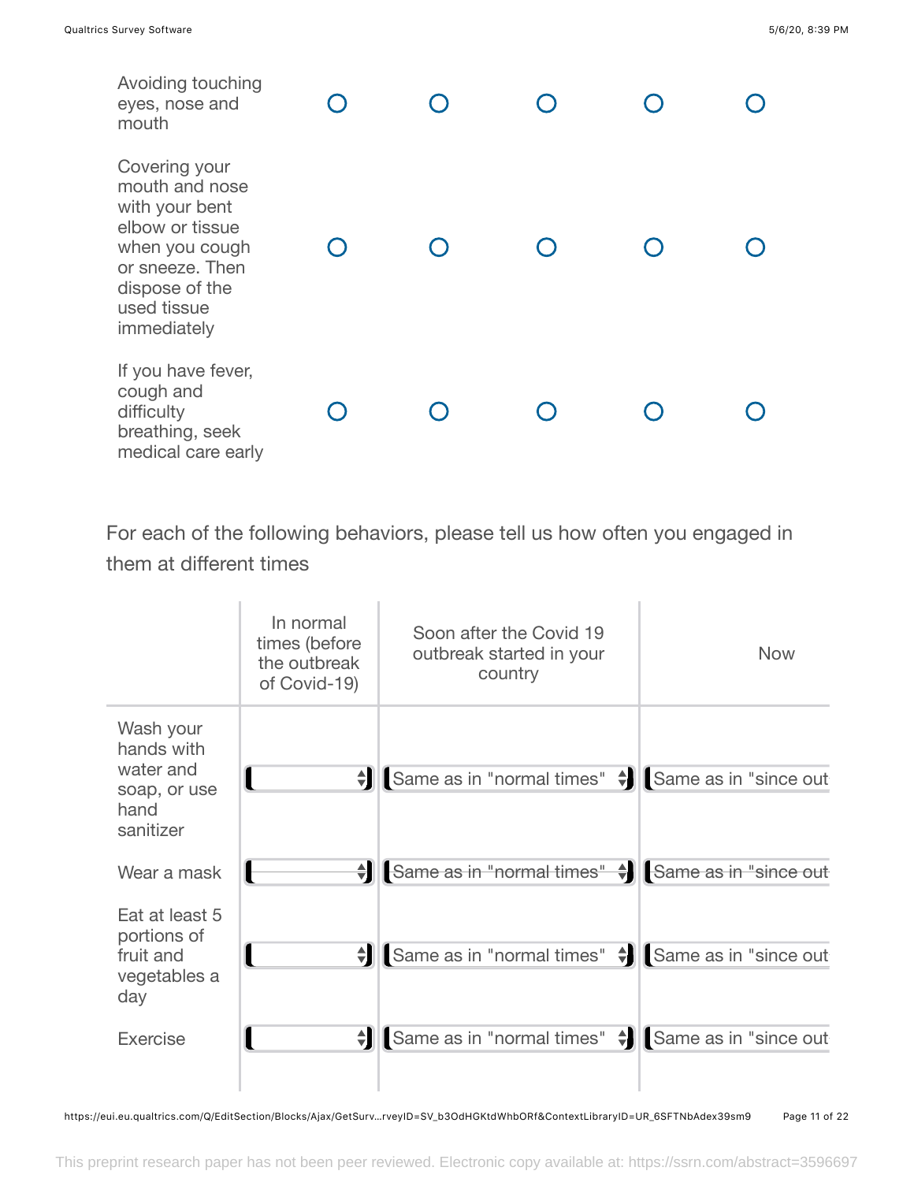| | | | | | |
|---|---|---|---|---|---|
| Avoiding touching eyes, nose and mouth | ○ | ○ | ○ | ○ | ○ |
| Covering your mouth and nose with your bent elbow or tissue when you cough or sneeze. Then dispose of the used tissue immediately | ○ | ○ | ○ | ○ | ○ |
| If you have fever, cough and difficulty breathing, seek medical care early | ○ | ○ | ○ | ○ | ○ |

For each of the following behaviors, please tell us how often you engaged in them at different times

| | In normal times (before the outbreak of Covid-19) | Soon after the Covid 19 outbreak started in your country | Now |
|---|---|---|---|
| Wash your hands with water and soap, or use hand sanitizer | | Same as in "normal times" | Same as in "since out |
| Wear a mask | | Same as in "normal times" | Same as in "since out |
| Eat at least 5 portions of fruit and vegetables a day | | Same as in "normal times" | Same as in "since out |
| Exercise | | Same as in "normal times" | Same as in "since out |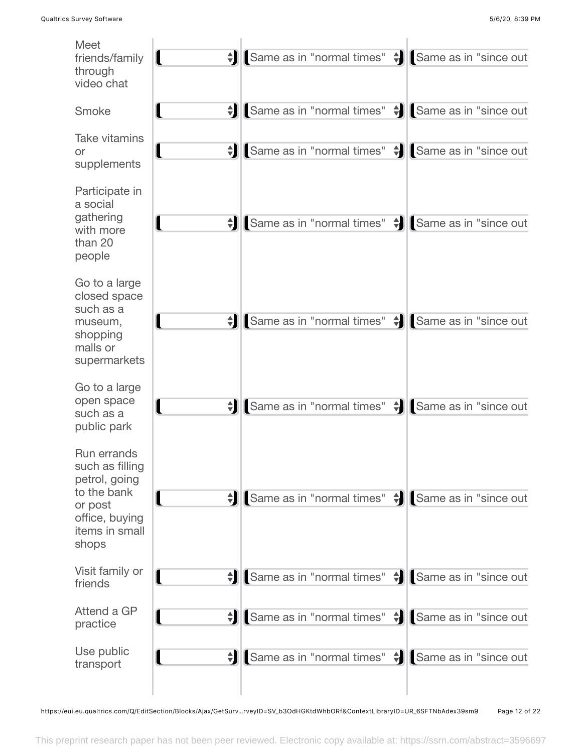| | | | |
|---|---|---|---|
| Meet friends/family through video chat | | Same as in "normal times" | Same as in "since out |
| Smoke | | Same as in "normal times" | Same as in "since out |
| Take vitamins or supplements | | Same as in "normal times" | Same as in "since out |
| Participate in a social gathering with more than 20 people | | Same as in "normal times" | Same as in "since out |
| Go to a large closed space such as a museum, shopping malls or supermarkets | | Same as in "normal times" | Same as in "since out |
| Go to a large open space such as a public park | | Same as in "normal times" | Same as in "since out |
| Run errands such as filling petrol, going to the bank or post office, buying items in small shops | | Same as in "normal times" | Same as in "since out |
| Visit family or friends | | Same as in "normal times" | Same as in "since out |
| Attend a GP practice | | Same as in "normal times" | Same as in "since out |
| Use public transport | | Same as in "normal times" | Same as in "since out |

This preprint research paper has not been peer reviewed. Electronic copy available at: https://ssrn.com/abstract=3596697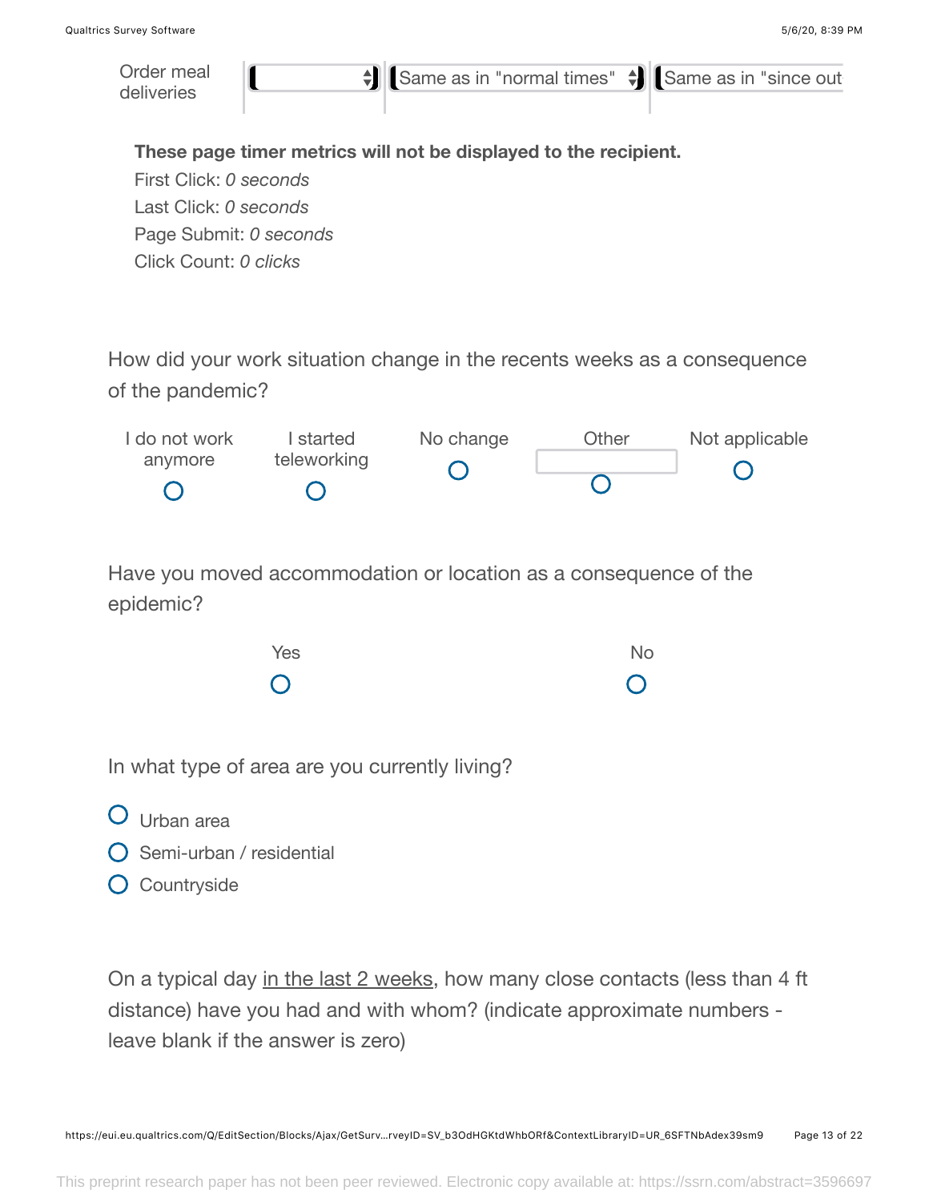| | | | |
|---|---|---|---|
| Order meal deliveries | | Same as in "normal times" | Same as in "since out |

**These page timer metrics will not be displayed to the recipient.**
First Click: *0 seconds*
Last Click: *0 seconds*
Page Submit: *0 seconds*
Click Count: *0 clicks*

How did your work situation change in the recents weeks as a consequence of the pandemic?

| I do not work anymore | I started teleworking | No change | Other | Not applicable |
|---|---|---|---|---|
| ○ | ○ | ○ | ○ | ○ |

Have you moved accommodation or location as a consequence of the epidemic?

| Yes | No |
|---|---|
| ○ | ○ |

In what type of area are you currently living?

- ○ Urban area
- ○ Semi-urban / residential
- ○ Countryside

On a typical day in the last 2 weeks, how many close contacts (less than 4 ft distance) have you had and with whom? (indicate approximate numbers - leave blank if the answer is zero)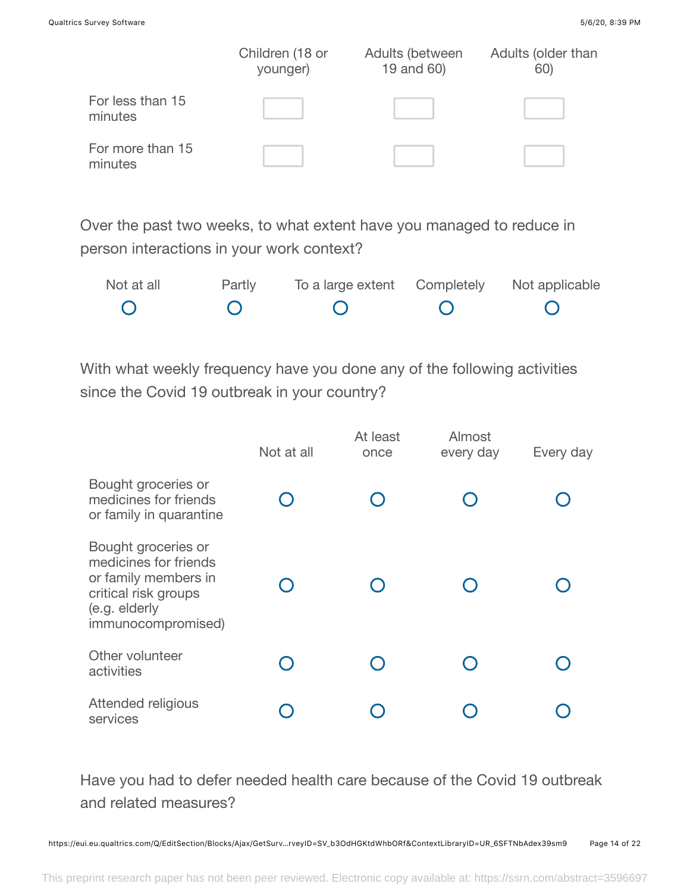| | Children (18 or younger) | Adults (between 19 and 60) | Adults (older than 60) |
|---|---|---|---|
| For less than 15 minutes | | | |
| For more than 15 minutes | | | |

Over the past two weeks, to what extent have you managed to reduce in person interactions in your work context?

| Not at all | Partly | To a large extent | Completely | Not applicable |
|---|---|---|---|---|
| ◯ | ◯ | ◯ | ◯ | ◯ |

With what weekly frequency have you done any of the following activities since the Covid 19 outbreak in your country?

| | Not at all | At least once | Almost every day | Every day |
|---|---|---|---|---|
| Bought groceries or medicines for friends or family in quarantine | ◯ | ◯ | ◯ | ◯ |
| Bought groceries or medicines for friends or family members in critical risk groups (e.g. elderly immunocompromised) | ◯ | ◯ | ◯ | ◯ |
| Other volunteer activities | ◯ | ◯ | ◯ | ◯ |
| Attended religious services | ◯ | ◯ | ◯ | ◯ |

Have you had to defer needed health care because of the Covid 19 outbreak and related measures?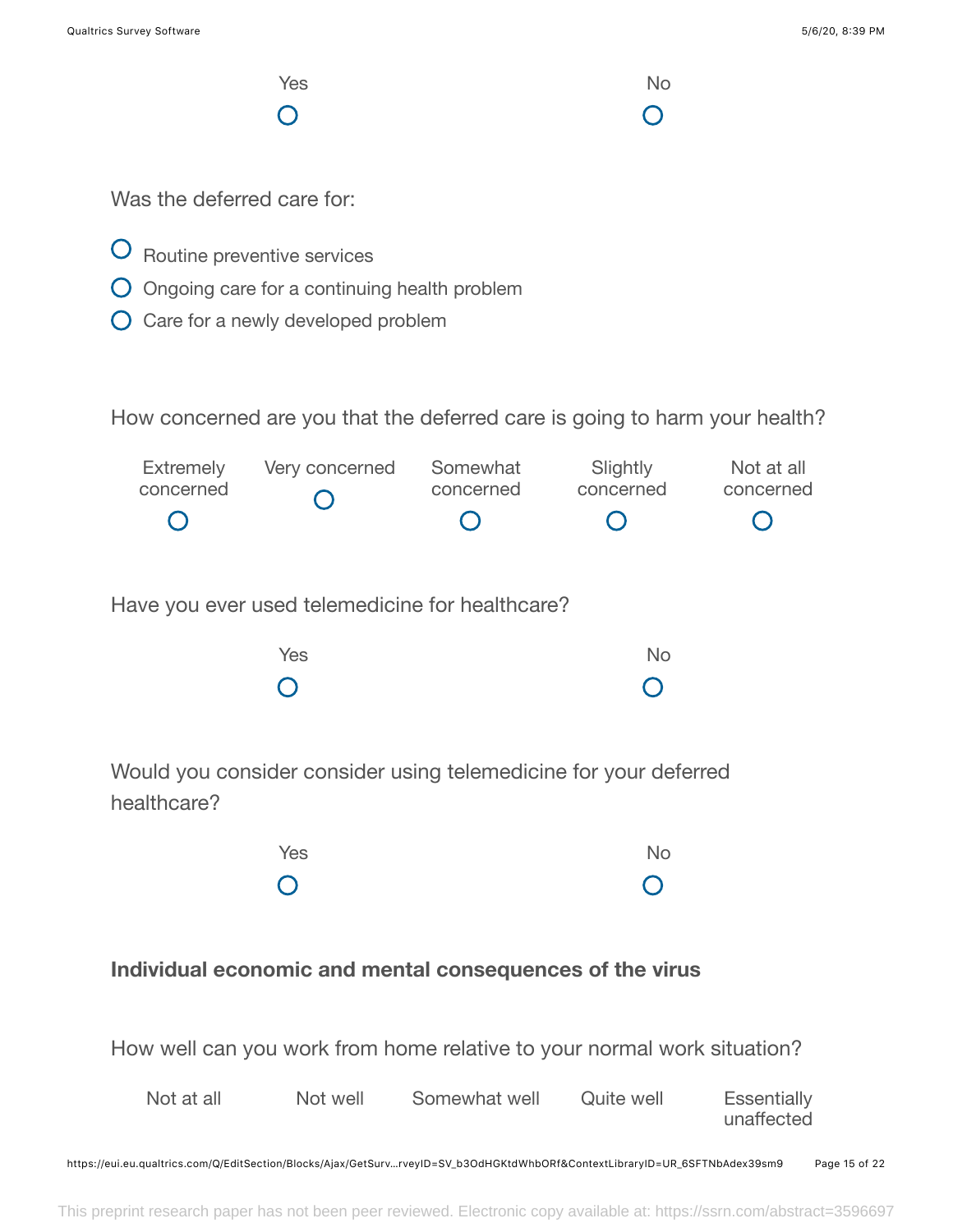| Yes | No |
|---|---|
| ○ | ○ |

Was the deferred care for:

- ○ Routine preventive services
- ○ Ongoing care for a continuing health problem
- ○ Care for a newly developed problem

How concerned are you that the deferred care is going to harm your health?

| Extremely concerned | Very concerned | Somewhat concerned | Slightly concerned | Not at all concerned |
|---|---|---|---|---|
| ○ | ○ | ○ | ○ | ○ |

Have you ever used telemedicine for healthcare?

| Yes | No |
|---|---|
| ○ | ○ |

Would you consider consider using telemedicine for your deferred healthcare?

| Yes | No |
|---|---|
| ○ | ○ |

**Individual economic and mental consequences of the virus**

How well can you work from home relative to your normal work situation?

| Not at all | Not well | Somewhat well | Quite well | Essentially unaffected |
|---|---|---|---|---|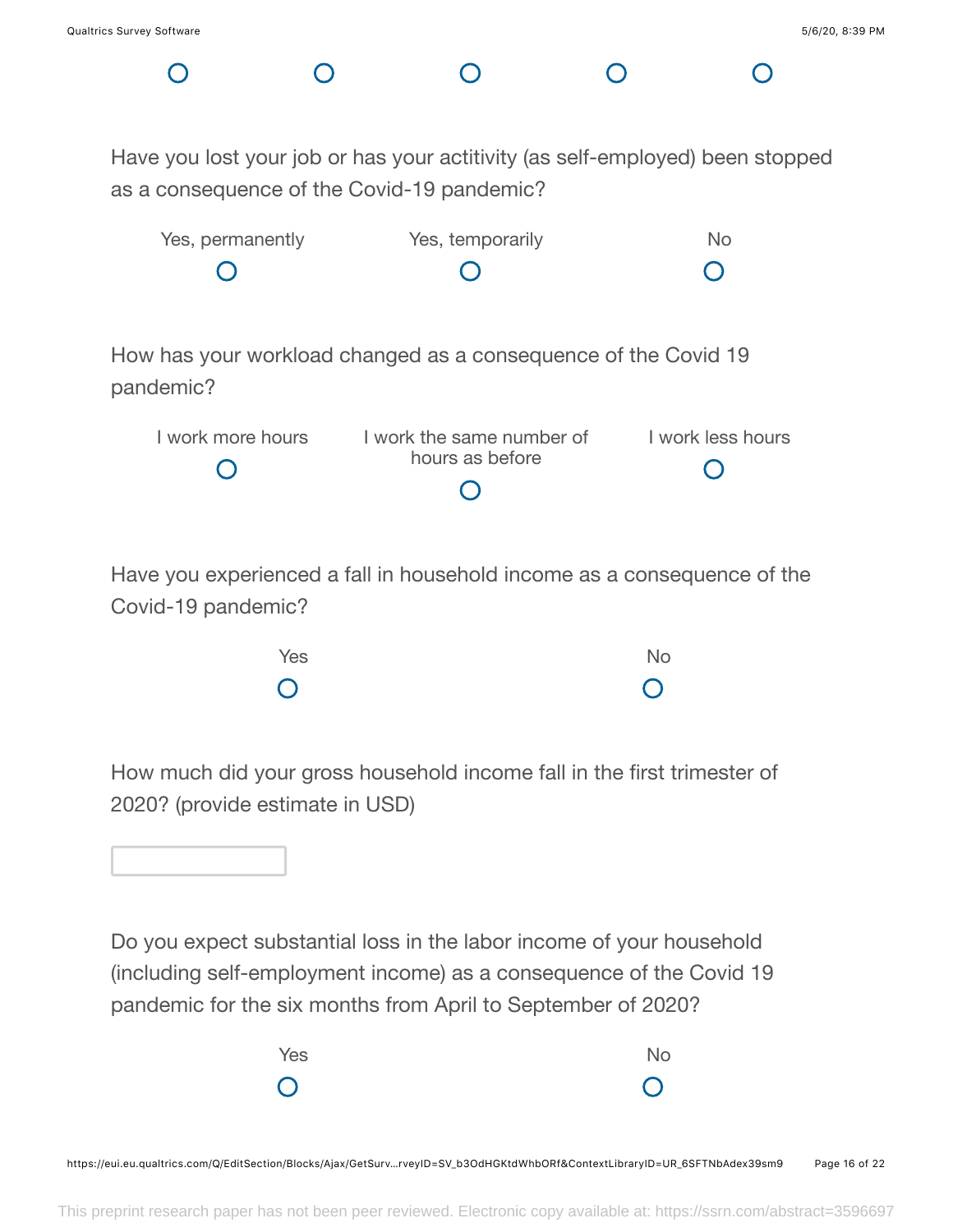Have you lost your job or has your actitivity (as self-employed) been stopped as a consequence of the Covid-19 pandemic?

| Yes, permanently | Yes, temporarily | No |
| --- | --- | --- |
| ○ | ○ | ○ |

How has your workload changed as a consequence of the Covid 19 pandemic?

| I work more hours | I work the same number of hours as before | I work less hours |
| --- | --- | --- |
| ○ | ○ | ○ |

Have you experienced a fall in household income as a consequence of the Covid-19 pandemic?

| Yes | No |
| --- | --- |
| ○ | ○ |

How much did your gross household income fall in the first trimester of 2020? (provide estimate in USD)

\_\_\_\_\_\_\_\_\_\_\_\_\_\_\_\_

Do you expect substantial loss in the labor income of your household (including self-employment income) as a consequence of the Covid 19 pandemic for the six months from April to September of 2020?

| Yes | No |
| --- | --- |
| ○ | ○ |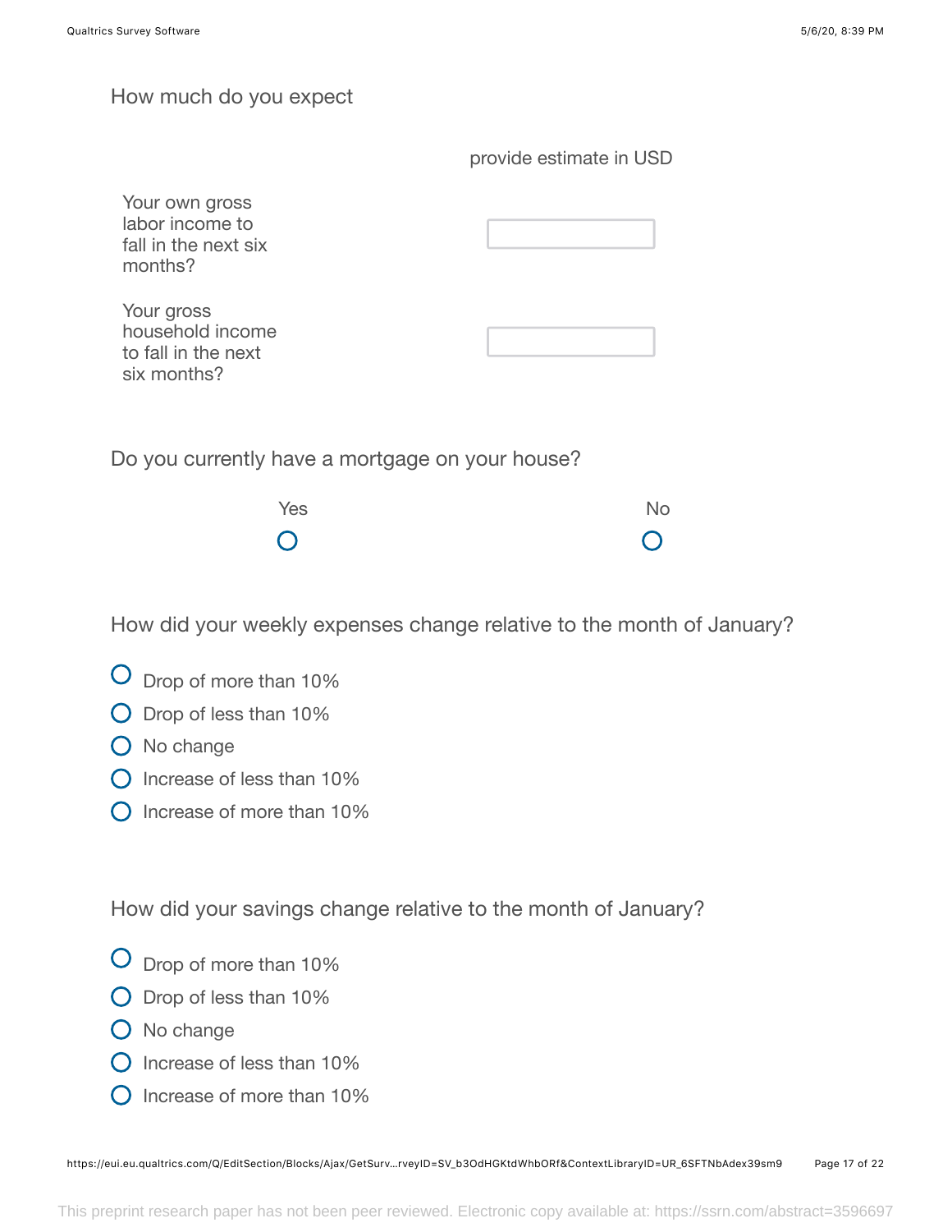How much do you expect

| | provide estimate in USD |
|---|---|
| Your own gross labor income to fall in the next six months? | |
| Your gross household income to fall in the next six months? | |

Do you currently have a mortgage on your house?

| Yes | No |
|---|---|
| ○ | ○ |

How did your weekly expenses change relative to the month of January?

- ○ Drop of more than 10%
- ○ Drop of less than 10%
- ○ No change
- ○ Increase of less than 10%
- ○ Increase of more than 10%

How did your savings change relative to the month of January?

- ○ Drop of more than 10%
- ○ Drop of less than 10%
- ○ No change
- ○ Increase of less than 10%
- ○ Increase of more than 10%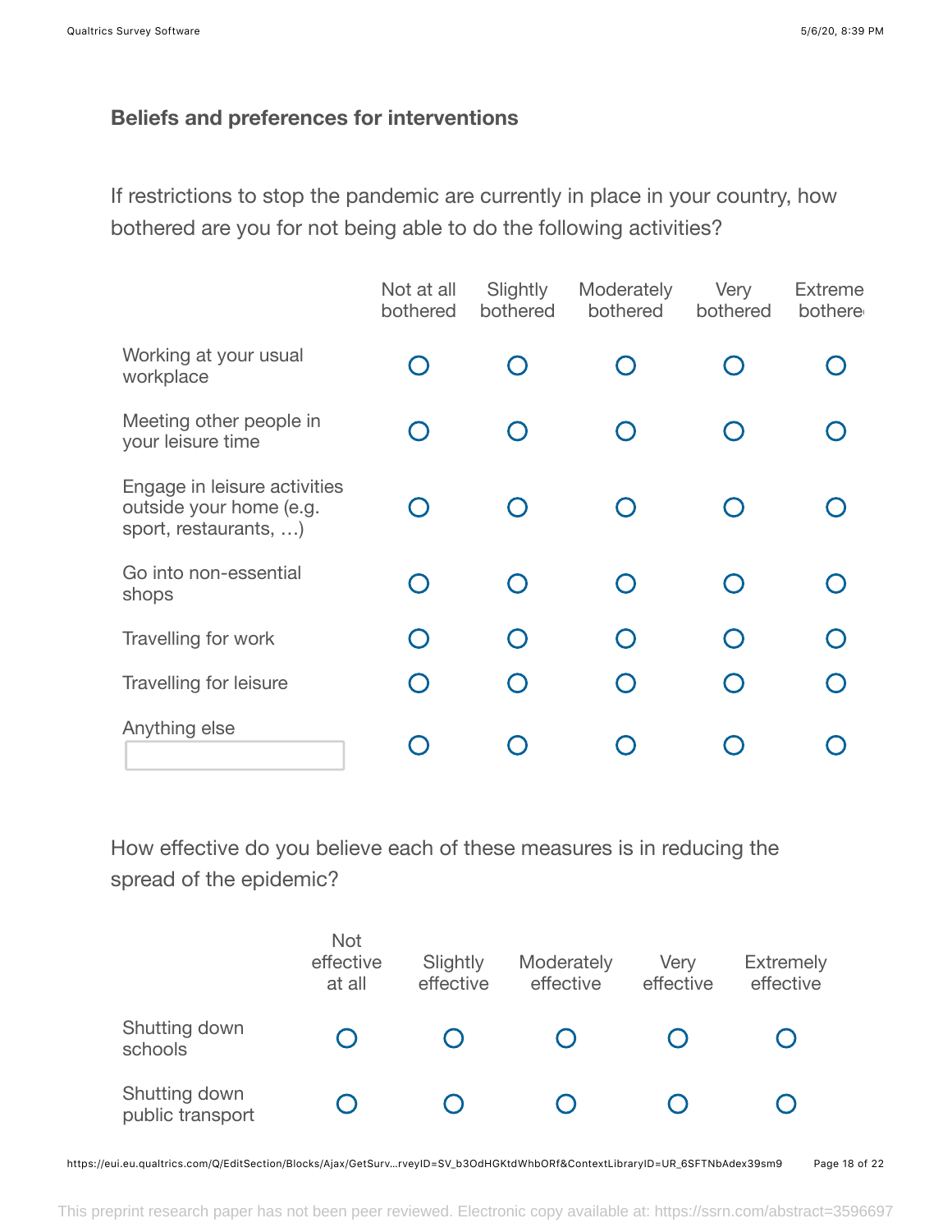## Beliefs and preferences for interventions

If restrictions to stop the pandemic are currently in place in your country, how bothered are you for not being able to do the following activities?

| | Not at all bothered | Slightly bothered | Moderately bothered | Very bothered | Extremely bothered |
|---|---|---|---|---|---|
| Working at your usual workplace | ○ | ○ | ○ | ○ | ○ |
| Meeting other people in your leisure time | ○ | ○ | ○ | ○ | ○ |
| Engage in leisure activities outside your home (e.g. sport, restaurants, …) | ○ | ○ | ○ | ○ | ○ |
| Go into non-essential shops | ○ | ○ | ○ | ○ | ○ |
| Travelling for work | ○ | ○ | ○ | ○ | ○ |
| Travelling for leisure | ○ | ○ | ○ | ○ | ○ |
| Anything else \_\_\_\_\_\_ | ○ | ○ | ○ | ○ | ○ |

How effective do you believe each of these measures is in reducing the spread of the epidemic?

| | Not effective at all | Slightly effective | Moderately effective | Very effective | Extremely effective |
|---|---|---|---|---|---|
| Shutting down schools | ○ | ○ | ○ | ○ | ○ |
| Shutting down public transport | ○ | ○ | ○ | ○ | ○ |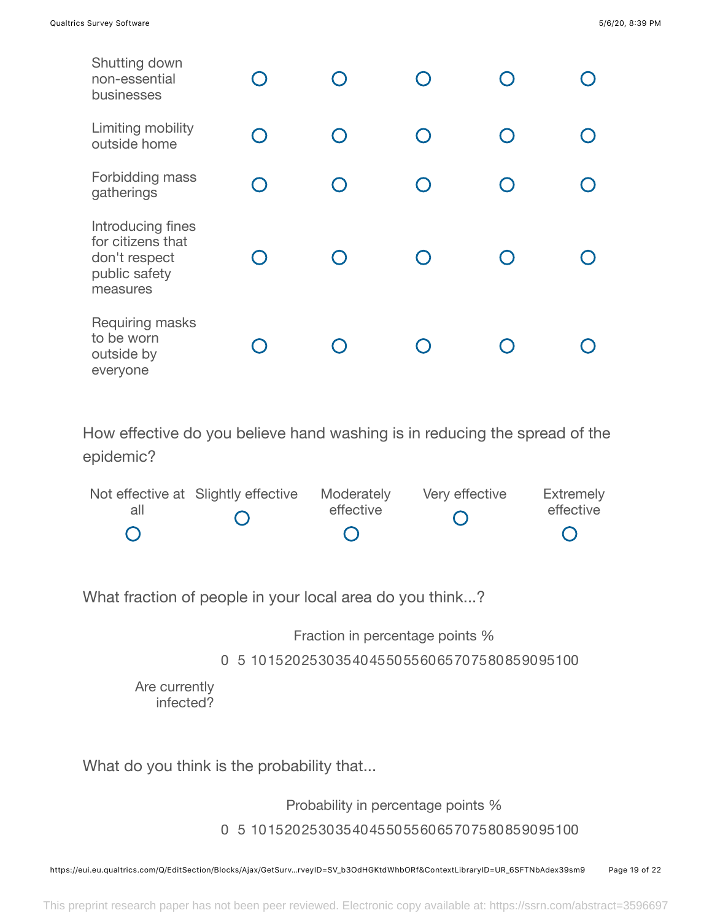| | | | | | |
|---|---|---|---|---|---|
| Shutting down non-essential businesses | ○ | ○ | ○ | ○ | ○ |
| Limiting mobility outside home | ○ | ○ | ○ | ○ | ○ |
| Forbidding mass gatherings | ○ | ○ | ○ | ○ | ○ |
| Introducing fines for citizens that don't respect public safety measures | ○ | ○ | ○ | ○ | ○ |
| Requiring masks to be worn outside by everyone | ○ | ○ | ○ | ○ | ○ |

How effective do you believe hand washing is in reducing the spread of the epidemic?

| Not effective at all | Slightly effective | Moderately effective | Very effective | Extremely effective |
|---|---|---|---|---|
| ○ | ○ | ○ | ○ | ○ |

What fraction of people in your local area do you think...?

Fraction in percentage points %

0 5 10 15 20 25 30 35 40 45 50 55 60 65 70 75 80 85 90 95 100

Are currently infected?

What do you think is the probability that...

Probability in percentage points %

0 5 10 15 20 25 30 35 40 45 50 55 60 65 70 75 80 85 90 95 100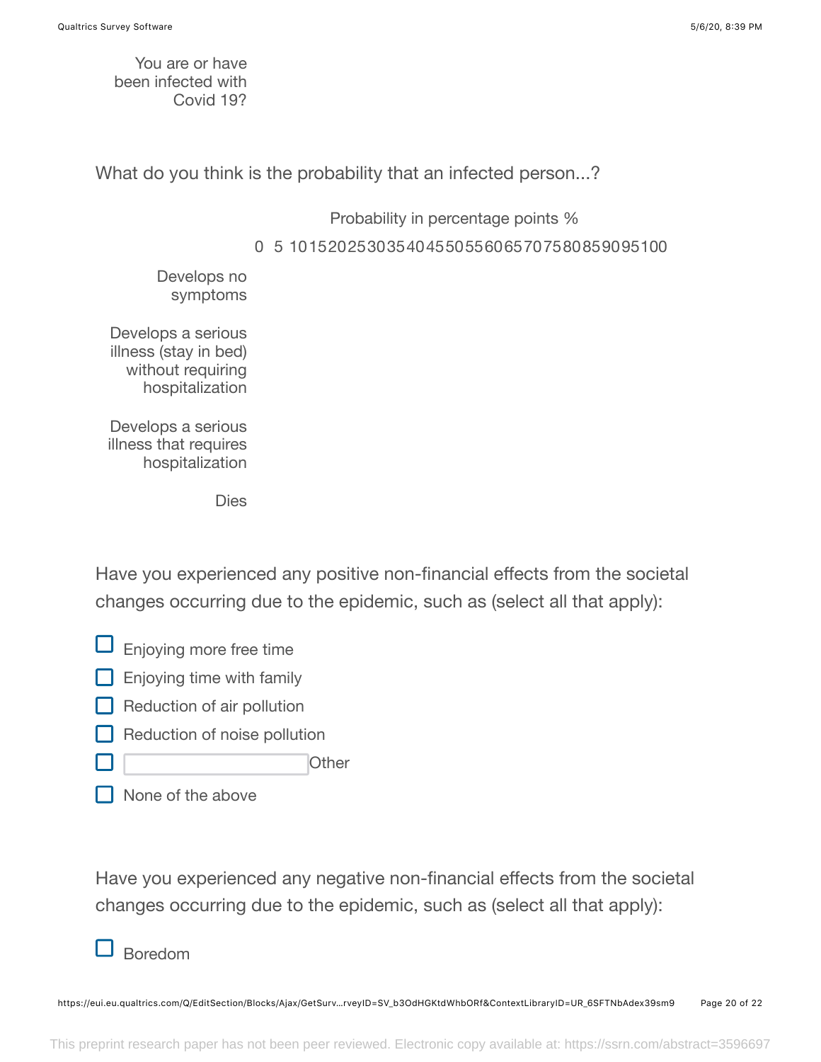You are or have been infected with Covid 19?

What do you think is the probability that an infected person...?

| | Probability in percentage points % |
|---|---|
| | 0 5 10 15 20 25 30 35 40 45 50 55 60 65 70 75 80 85 90 95 100 |
| Develops no symptoms | |
| Develops a serious illness (stay in bed) without requiring hospitalization | |
| Develops a serious illness that requires hospitalization | |
| Dies | |

Have you experienced any positive non-financial effects from the societal changes occurring due to the epidemic, such as (select all that apply):

- [ ] Enjoying more free time
- [ ] Enjoying time with family
- [ ] Reduction of air pollution
- [ ] Reduction of noise pollution
- [ ] ________ Other
- [ ] None of the above

Have you experienced any negative non-financial effects from the societal changes occurring due to the epidemic, such as (select all that apply):

- [ ] Boredom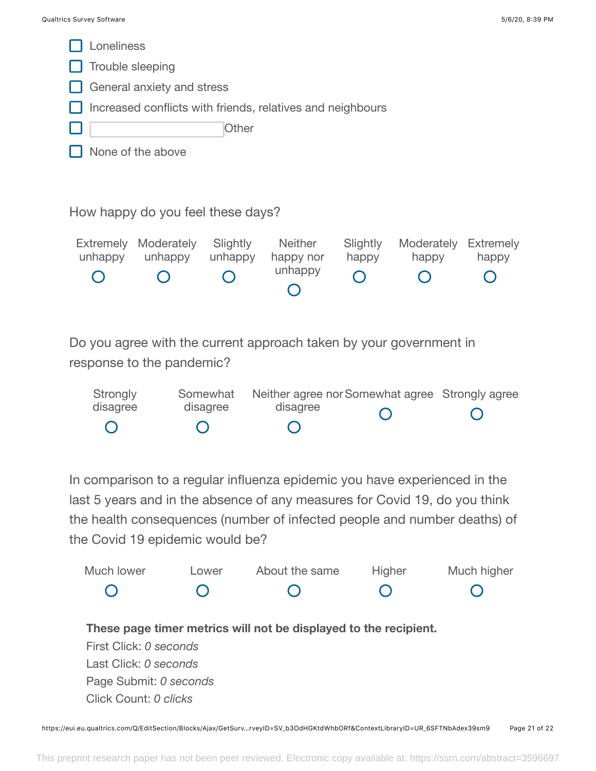- ☐ Loneliness
- ☐ Trouble sleeping
- ☐ General anxiety and stress
- ☐ Increased conflicts with friends, relatives and neighbours
- ☐ ________ Other
- ☐ None of the above

How happy do you feel these days?

| Extremely unhappy | Moderately unhappy | Slightly unhappy | Neither happy nor unhappy | Slightly happy | Moderately happy | Extremely happy |
|---|---|---|---|---|---|---|
| ○ | ○ | ○ | ○ | ○ | ○ | ○ |

Do you agree with the current approach taken by your government in response to the pandemic?

| Strongly disagree | Somewhat disagree | Neither agree nor disagree | Somewhat agree | Strongly agree |
|---|---|---|---|---|
| ○ | ○ | ○ | ○ | ○ |

In comparison to a regular influenza epidemic you have experienced in the last 5 years and in the absence of any measures for Covid 19, do you think the health consequences (number of infected people and number deaths) of the Covid 19 epidemic would be?

| Much lower | Lower | About the same | Higher | Much higher |
|---|---|---|---|---|
| ○ | ○ | ○ | ○ | ○ |

**These page timer metrics will not be displayed to the recipient.**

First Click: *0 seconds*
Last Click: *0 seconds*
Page Submit: *0 seconds*
Click Count: *0 clicks*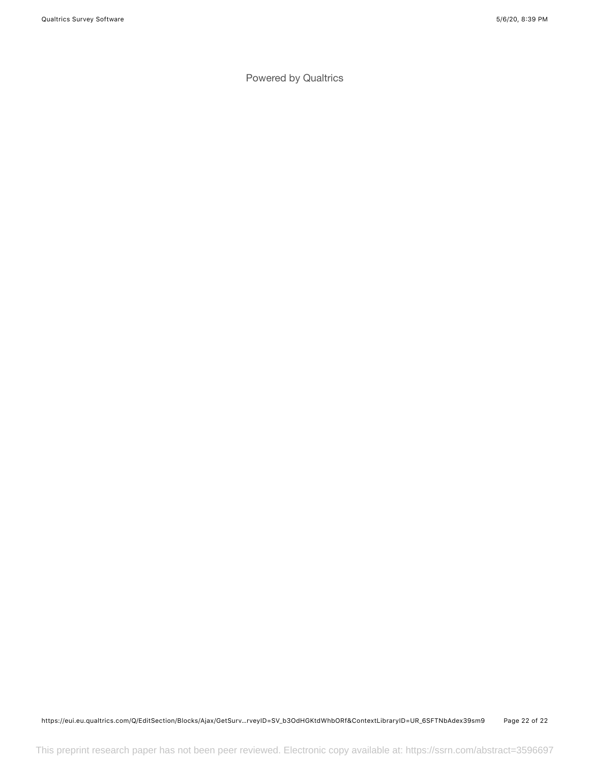Powered by Qualtrics